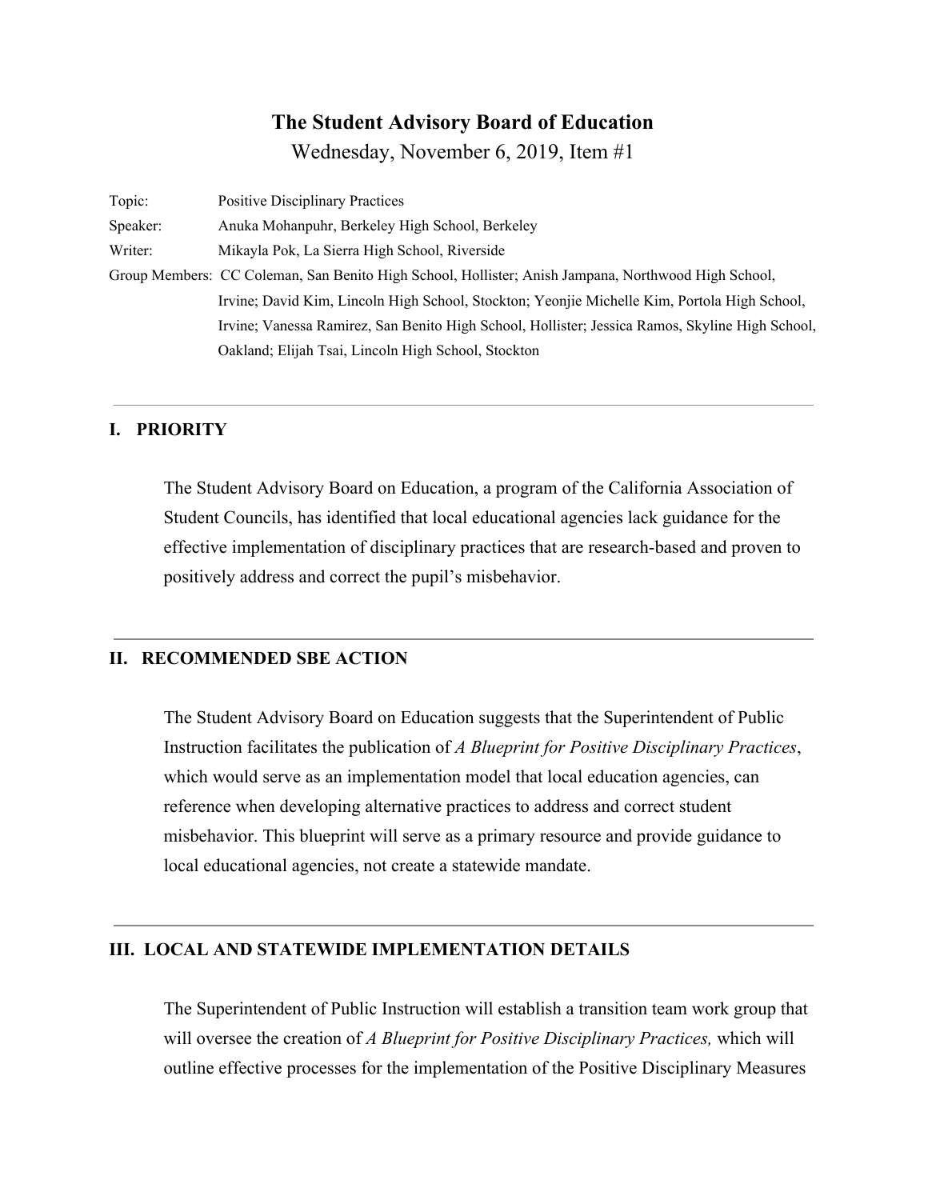# The Student Advisory Board of Education

Wednesday, November 6, 2019, Item #1

Topic: Positive Disciplinary Practices

Speaker: Anuka Mohanpuhr, Berkeley High School, Berkeley

Writer: Mikayla Pok, La Sierra High School, Riverside

Group Members: CC Coleman, San Benito High School, Hollister; Anish Jampana, Northwood High School, Irvine; David Kim, Lincoln High School, Stockton; Yeonjie Michelle Kim, Portola High School, Irvine; Vanessa Ramirez, San Benito High School, Hollister; Jessica Ramos, Skyline High School, Oakland; Elijah Tsai, Lincoln High School, Stockton

---

## I. PRIORITY

The Student Advisory Board on Education, a program of the California Association of Student Councils, has identified that local educational agencies lack guidance for the effective implementation of disciplinary practices that are research-based and proven to positively address and correct the pupil's misbehavior.

---

## II. RECOMMENDED SBE ACTION

The Student Advisory Board on Education suggests that the Superintendent of Public Instruction facilitates the publication of *A Blueprint for Positive Disciplinary Practices*, which would serve as an implementation model that local education agencies, can reference when developing alternative practices to address and correct student misbehavior. This blueprint will serve as a primary resource and provide guidance to local educational agencies, not create a statewide mandate.

---

## III. LOCAL AND STATEWIDE IMPLEMENTATION DETAILS

The Superintendent of Public Instruction will establish a transition team work group that will oversee the creation of *A Blueprint for Positive Disciplinary Practices,* which will outline effective processes for the implementation of the Positive Disciplinary Measures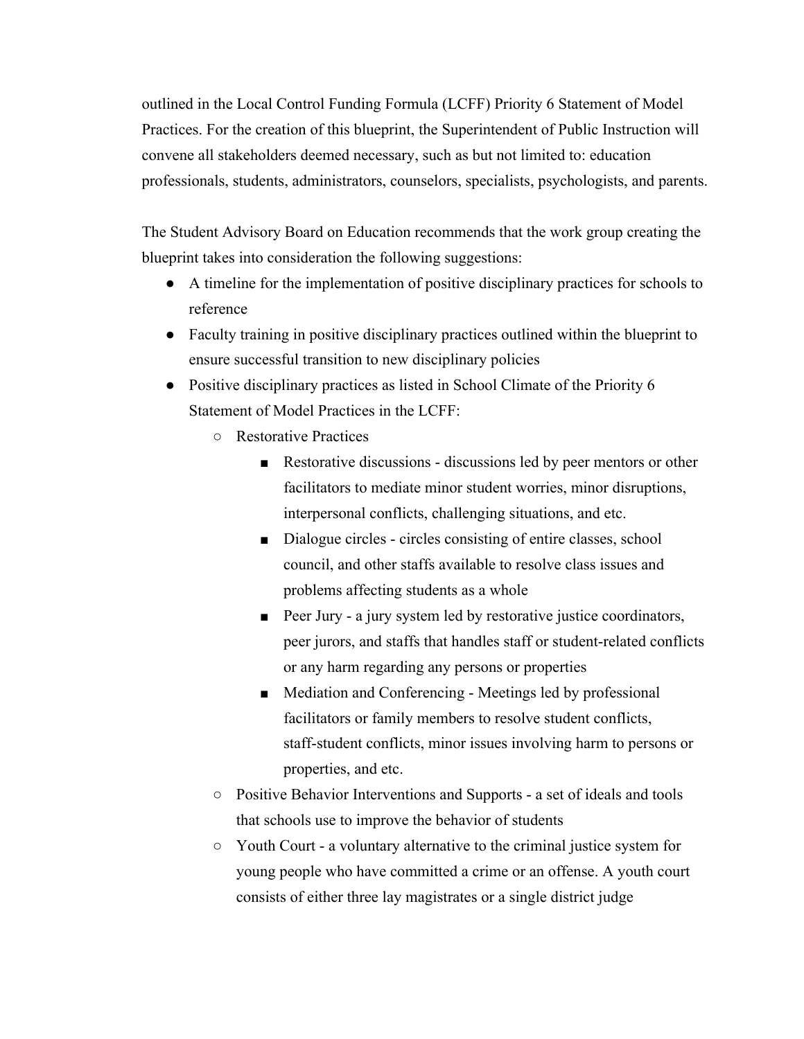outlined in the Local Control Funding Formula (LCFF) Priority 6 Statement of Model Practices. For the creation of this blueprint, the Superintendent of Public Instruction will convene all stakeholders deemed necessary, such as but not limited to: education professionals, students, administrators, counselors, specialists, psychologists, and parents.

The Student Advisory Board on Education recommends that the work group creating the blueprint takes into consideration the following suggestions:

- A timeline for the implementation of positive disciplinary practices for schools to reference
- Faculty training in positive disciplinary practices outlined within the blueprint to ensure successful transition to new disciplinary policies
- Positive disciplinary practices as listed in School Climate of the Priority 6 Statement of Model Practices in the LCFF:
    - Restorative Practices
        - Restorative discussions - discussions led by peer mentors or other facilitators to mediate minor student worries, minor disruptions, interpersonal conflicts, challenging situations, and etc.
        - Dialogue circles - circles consisting of entire classes, school council, and other staffs available to resolve class issues and problems affecting students as a whole
        - Peer Jury - a jury system led by restorative justice coordinators, peer jurors, and staffs that handles staff or student-related conflicts or any harm regarding any persons or properties
        - Mediation and Conferencing - Meetings led by professional facilitators or family members to resolve student conflicts, staff-student conflicts, minor issues involving harm to persons or properties, and etc.
    - Positive Behavior Interventions and Supports - a set of ideals and tools that schools use to improve the behavior of students
    - Youth Court - a voluntary alternative to the criminal justice system for young people who have committed a crime or an offense. A youth court consists of either three lay magistrates or a single district judge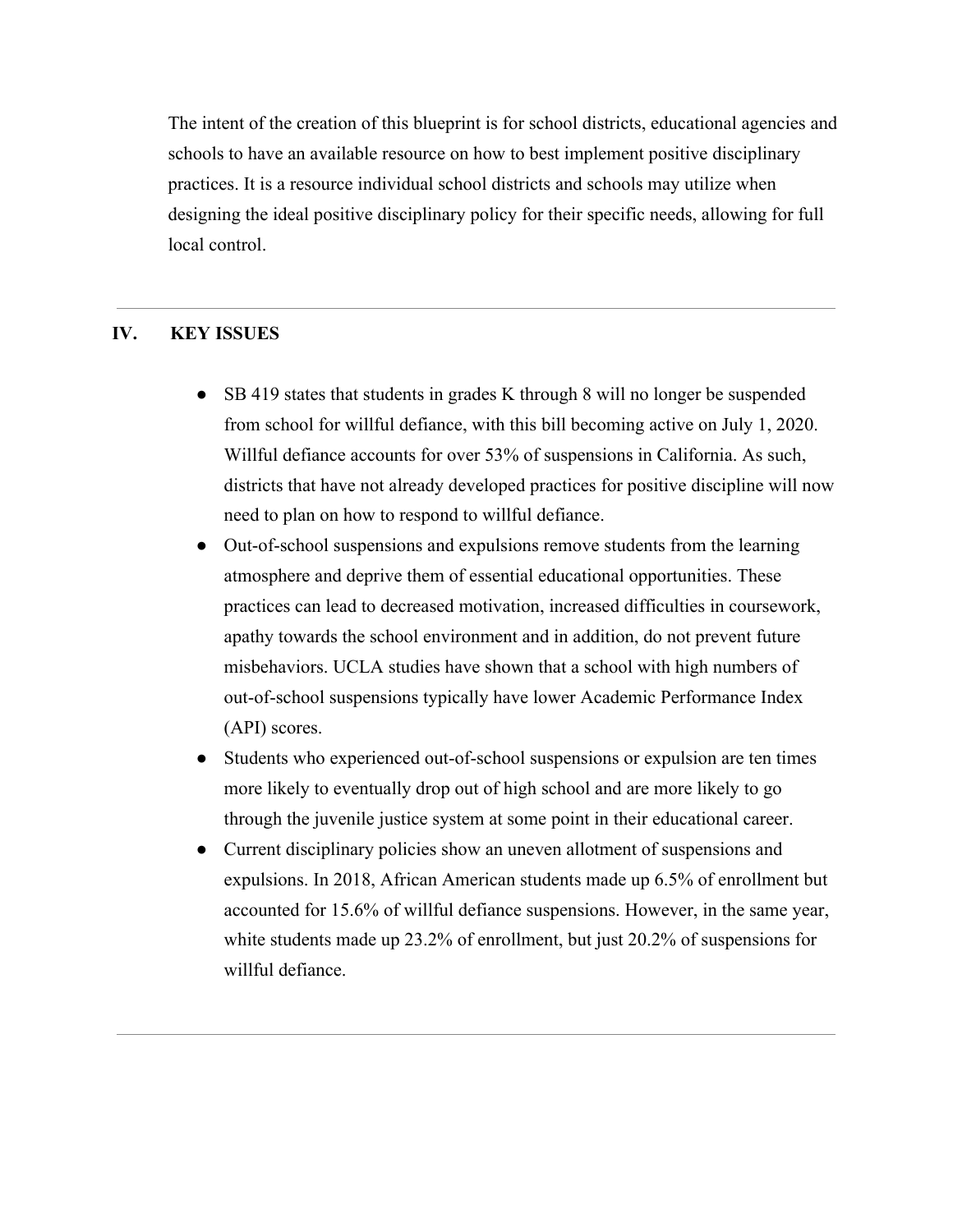The intent of the creation of this blueprint is for school districts, educational agencies and schools to have an available resource on how to best implement positive disciplinary practices. It is a resource individual school districts and schools may utilize when designing the ideal positive disciplinary policy for their specific needs, allowing for full local control.

---

## IV. KEY ISSUES

- SB 419 states that students in grades K through 8 will no longer be suspended from school for willful defiance, with this bill becoming active on July 1, 2020. Willful defiance accounts for over 53% of suspensions in California. As such, districts that have not already developed practices for positive discipline will now need to plan on how to respond to willful defiance.
- Out-of-school suspensions and expulsions remove students from the learning atmosphere and deprive them of essential educational opportunities. These practices can lead to decreased motivation, increased difficulties in coursework, apathy towards the school environment and in addition, do not prevent future misbehaviors. UCLA studies have shown that a school with high numbers of out-of-school suspensions typically have lower Academic Performance Index (API) scores.
- Students who experienced out-of-school suspensions or expulsion are ten times more likely to eventually drop out of high school and are more likely to go through the juvenile justice system at some point in their educational career.
- Current disciplinary policies show an uneven allotment of suspensions and expulsions. In 2018, African American students made up 6.5% of enrollment but accounted for 15.6% of willful defiance suspensions. However, in the same year, white students made up 23.2% of enrollment, but just 20.2% of suspensions for willful defiance.

---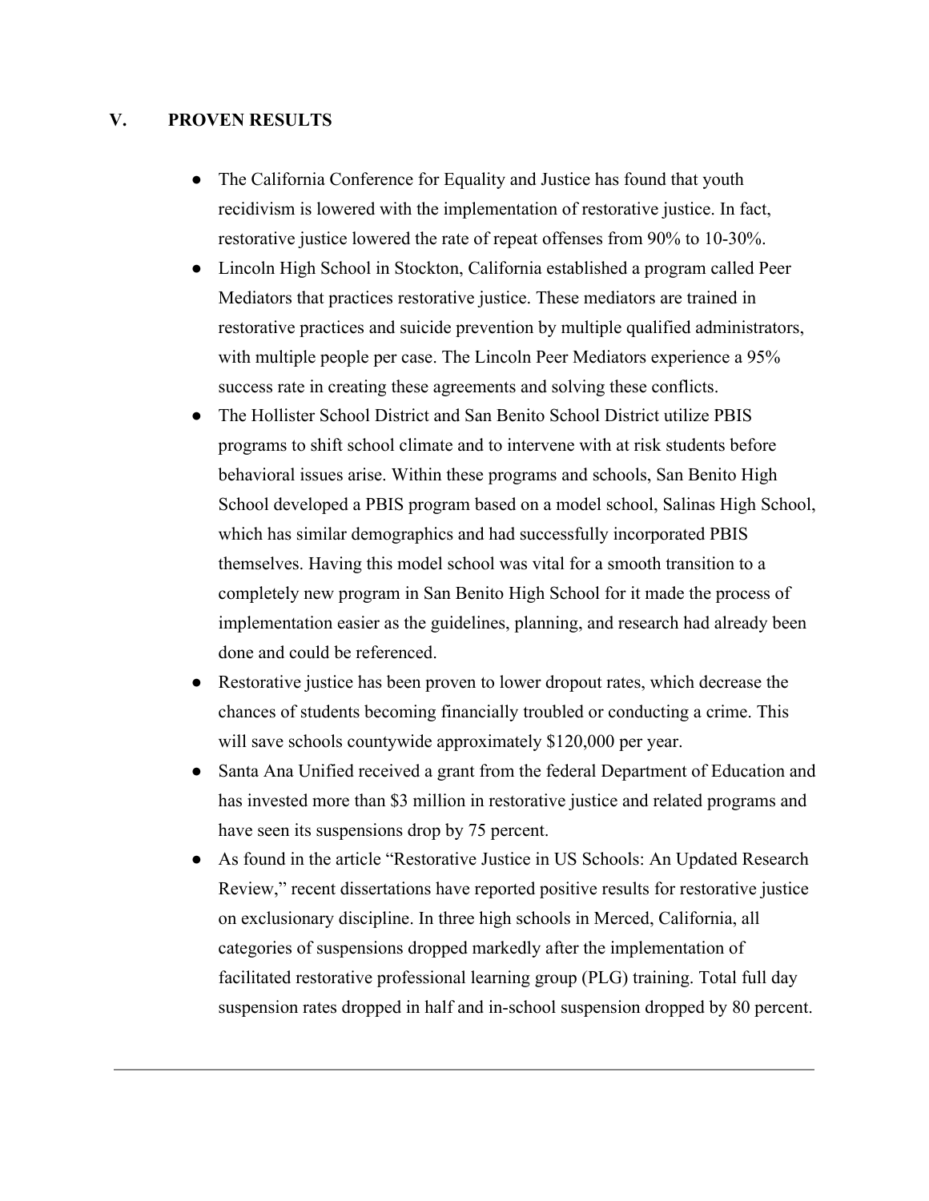## V. PROVEN RESULTS

- The California Conference for Equality and Justice has found that youth recidivism is lowered with the implementation of restorative justice. In fact, restorative justice lowered the rate of repeat offenses from 90% to 10-30%.
- Lincoln High School in Stockton, California established a program called Peer Mediators that practices restorative justice. These mediators are trained in restorative practices and suicide prevention by multiple qualified administrators, with multiple people per case. The Lincoln Peer Mediators experience a 95% success rate in creating these agreements and solving these conflicts.
- The Hollister School District and San Benito School District utilize PBIS programs to shift school climate and to intervene with at risk students before behavioral issues arise. Within these programs and schools, San Benito High School developed a PBIS program based on a model school, Salinas High School, which has similar demographics and had successfully incorporated PBIS themselves. Having this model school was vital for a smooth transition to a completely new program in San Benito High School for it made the process of implementation easier as the guidelines, planning, and research had already been done and could be referenced.
- Restorative justice has been proven to lower dropout rates, which decrease the chances of students becoming financially troubled or conducting a crime. This will save schools countywide approximately $120,000 per year.
- Santa Ana Unified received a grant from the federal Department of Education and has invested more than $3 million in restorative justice and related programs and have seen its suspensions drop by 75 percent.
- As found in the article "Restorative Justice in US Schools: An Updated Research Review," recent dissertations have reported positive results for restorative justice on exclusionary discipline. In three high schools in Merced, California, all categories of suspensions dropped markedly after the implementation of facilitated restorative professional learning group (PLG) training. Total full day suspension rates dropped in half and in-school suspension dropped by 80 percent.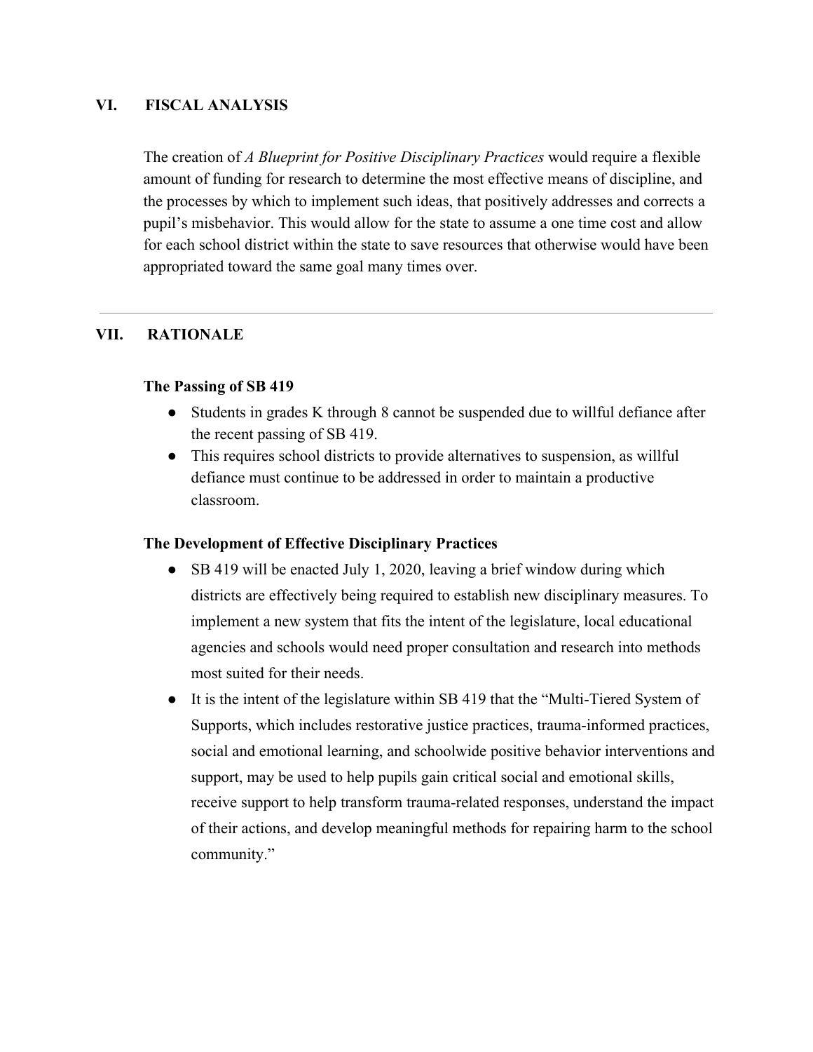## VI. FISCAL ANALYSIS

The creation of *A Blueprint for Positive Disciplinary Practices* would require a flexible amount of funding for research to determine the most effective means of discipline, and the processes by which to implement such ideas, that positively addresses and corrects a pupil's misbehavior. This would allow for the state to assume a one time cost and allow for each school district within the state to save resources that otherwise would have been appropriated toward the same goal many times over.

---

## VII. RATIONALE

### The Passing of SB 419

- Students in grades K through 8 cannot be suspended due to willful defiance after the recent passing of SB 419.
- This requires school districts to provide alternatives to suspension, as willful defiance must continue to be addressed in order to maintain a productive classroom.

### The Development of Effective Disciplinary Practices

- SB 419 will be enacted July 1, 2020, leaving a brief window during which districts are effectively being required to establish new disciplinary measures. To implement a new system that fits the intent of the legislature, local educational agencies and schools would need proper consultation and research into methods most suited for their needs.
- It is the intent of the legislature within SB 419 that the "Multi-Tiered System of Supports, which includes restorative justice practices, trauma-informed practices, social and emotional learning, and schoolwide positive behavior interventions and support, may be used to help pupils gain critical social and emotional skills, receive support to help transform trauma-related responses, understand the impact of their actions, and develop meaningful methods for repairing harm to the school community."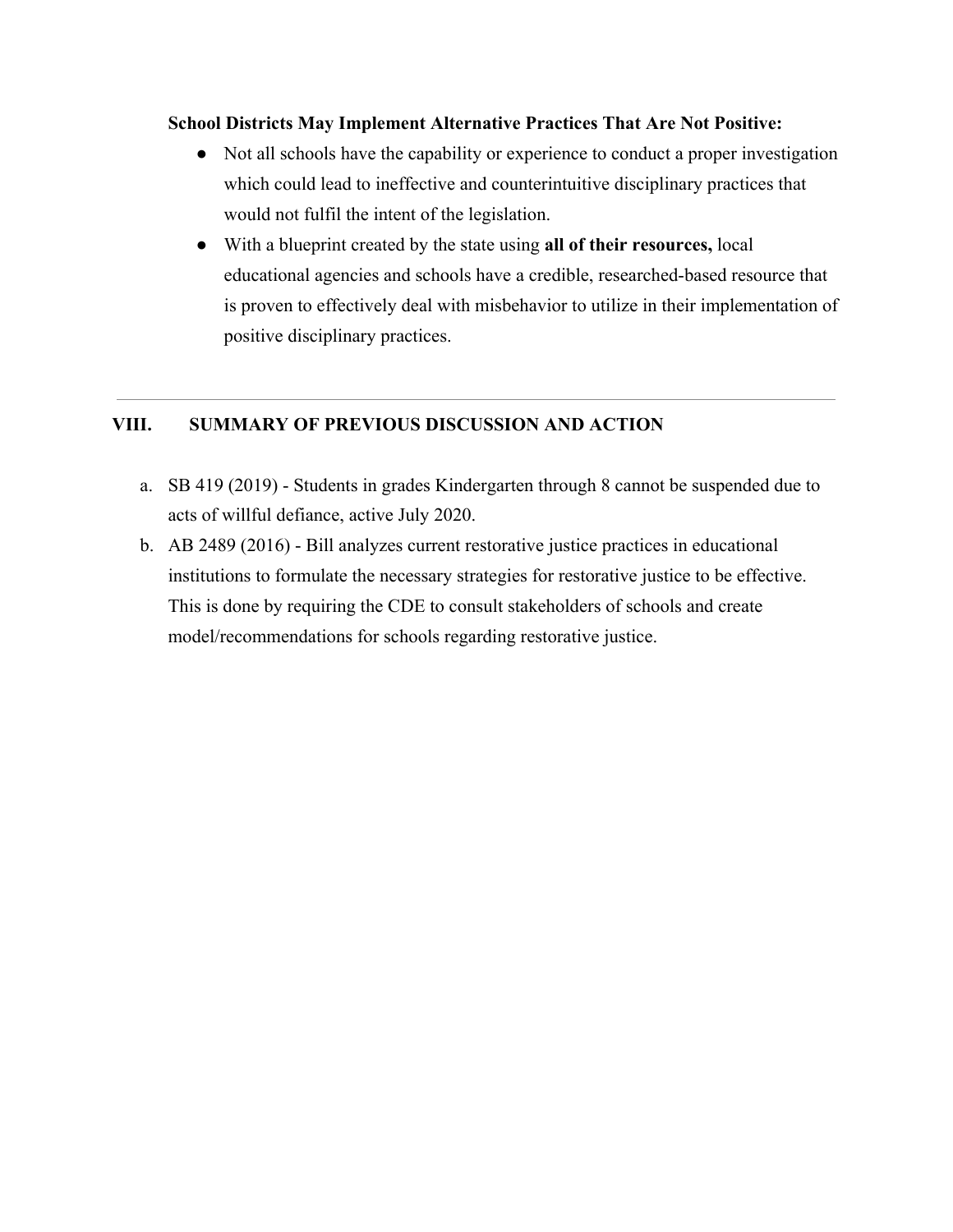**School Districts May Implement Alternative Practices That Are Not Positive:**

- Not all schools have the capability or experience to conduct a proper investigation which could lead to ineffective and counterintuitive disciplinary practices that would not fulfil the intent of the legislation.
- With a blueprint created by the state using **all of their resources,** local educational agencies and schools have a credible, researched-based resource that is proven to effectively deal with misbehavior to utilize in their implementation of positive disciplinary practices.

---

## VIII. SUMMARY OF PREVIOUS DISCUSSION AND ACTION

a. SB 419 (2019) - Students in grades Kindergarten through 8 cannot be suspended due to acts of willful defiance, active July 2020.

b. AB 2489 (2016) - Bill analyzes current restorative justice practices in educational institutions to formulate the necessary strategies for restorative justice to be effective. This is done by requiring the CDE to consult stakeholders of schools and create model/recommendations for schools regarding restorative justice.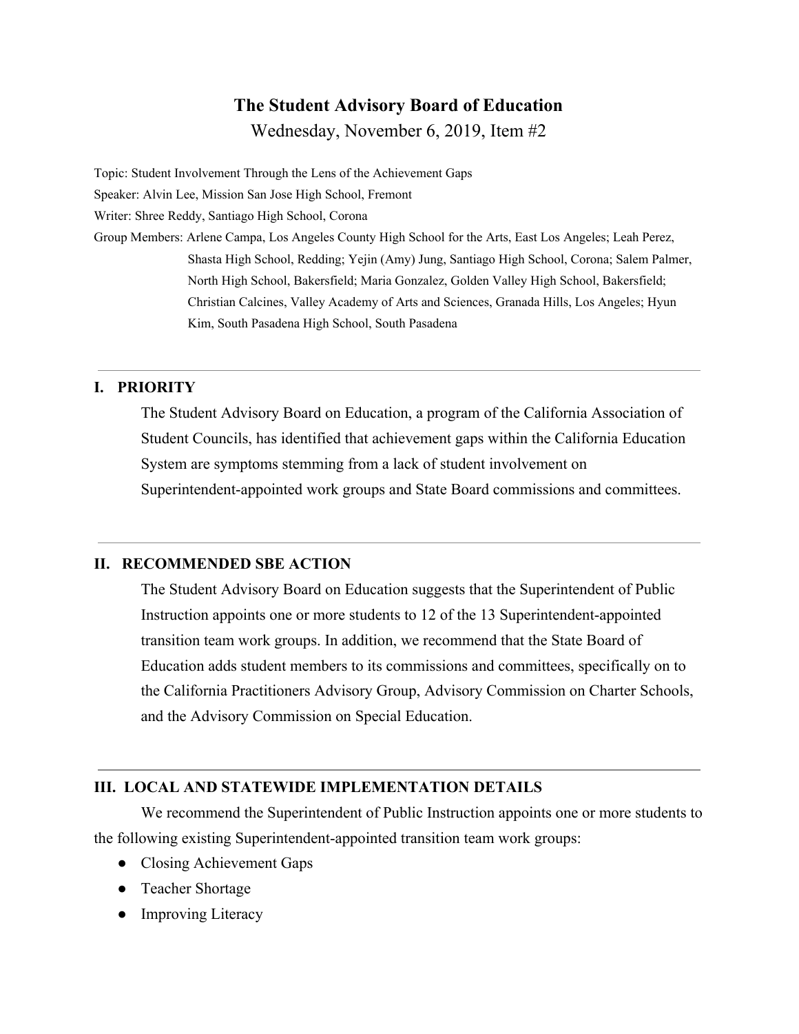# The Student Advisory Board of Education

Wednesday, November 6, 2019, Item #2

Topic: Student Involvement Through the Lens of the Achievement Gaps

Speaker: Alvin Lee, Mission San Jose High School, Fremont

Writer: Shree Reddy, Santiago High School, Corona

Group Members: Arlene Campa, Los Angeles County High School for the Arts, East Los Angeles; Leah Perez, Shasta High School, Redding; Yejin (Amy) Jung, Santiago High School, Corona; Salem Palmer, North High School, Bakersfield; Maria Gonzalez, Golden Valley High School, Bakersfield; Christian Calcines, Valley Academy of Arts and Sciences, Granada Hills, Los Angeles; Hyun Kim, South Pasadena High School, South Pasadena

---

## I. PRIORITY

The Student Advisory Board on Education, a program of the California Association of Student Councils, has identified that achievement gaps within the California Education System are symptoms stemming from a lack of student involvement on Superintendent-appointed work groups and State Board commissions and committees.

---

## II. RECOMMENDED SBE ACTION

The Student Advisory Board on Education suggests that the Superintendent of Public Instruction appoints one or more students to 12 of the 13 Superintendent-appointed transition team work groups. In addition, we recommend that the State Board of Education adds student members to its commissions and committees, specifically on to the California Practitioners Advisory Group, Advisory Commission on Charter Schools, and the Advisory Commission on Special Education.

---

## III. LOCAL AND STATEWIDE IMPLEMENTATION DETAILS

We recommend the Superintendent of Public Instruction appoints one or more students to the following existing Superintendent-appointed transition team work groups:

- Closing Achievement Gaps
- Teacher Shortage
- Improving Literacy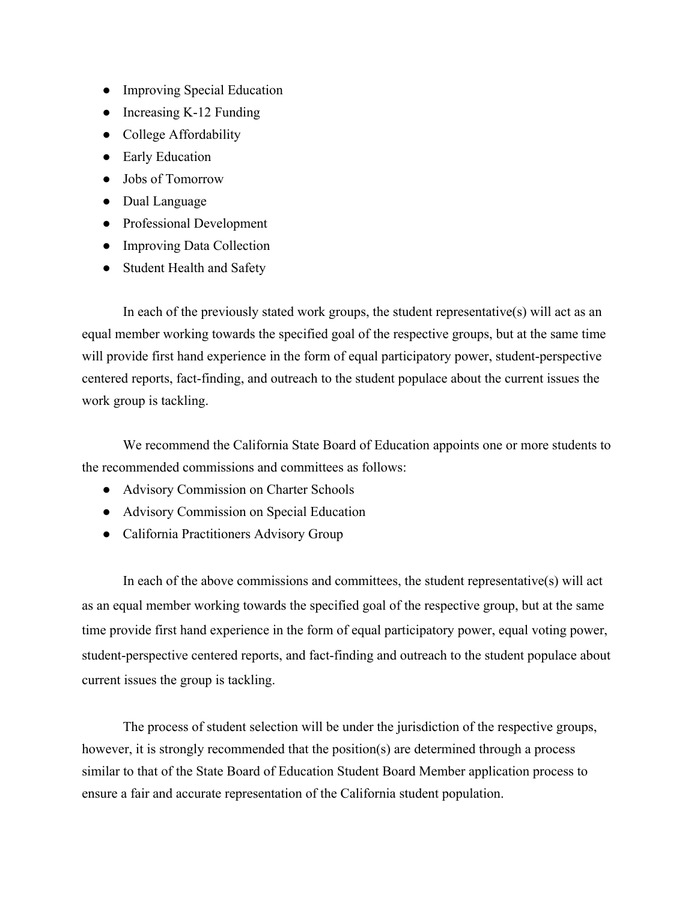- Improving Special Education
- Increasing K-12 Funding
- College Affordability
- Early Education
- Jobs of Tomorrow
- Dual Language
- Professional Development
- Improving Data Collection
- Student Health and Safety

In each of the previously stated work groups, the student representative(s) will act as an equal member working towards the specified goal of the respective groups, but at the same time will provide first hand experience in the form of equal participatory power, student-perspective centered reports, fact-finding, and outreach to the student populace about the current issues the work group is tackling.

We recommend the California State Board of Education appoints one or more students to the recommended commissions and committees as follows:

- Advisory Commission on Charter Schools
- Advisory Commission on Special Education
- California Practitioners Advisory Group

In each of the above commissions and committees, the student representative(s) will act as an equal member working towards the specified goal of the respective group, but at the same time provide first hand experience in the form of equal participatory power, equal voting power, student-perspective centered reports, and fact-finding and outreach to the student populace about current issues the group is tackling.

The process of student selection will be under the jurisdiction of the respective groups, however, it is strongly recommended that the position(s) are determined through a process similar to that of the State Board of Education Student Board Member application process to ensure a fair and accurate representation of the California student population.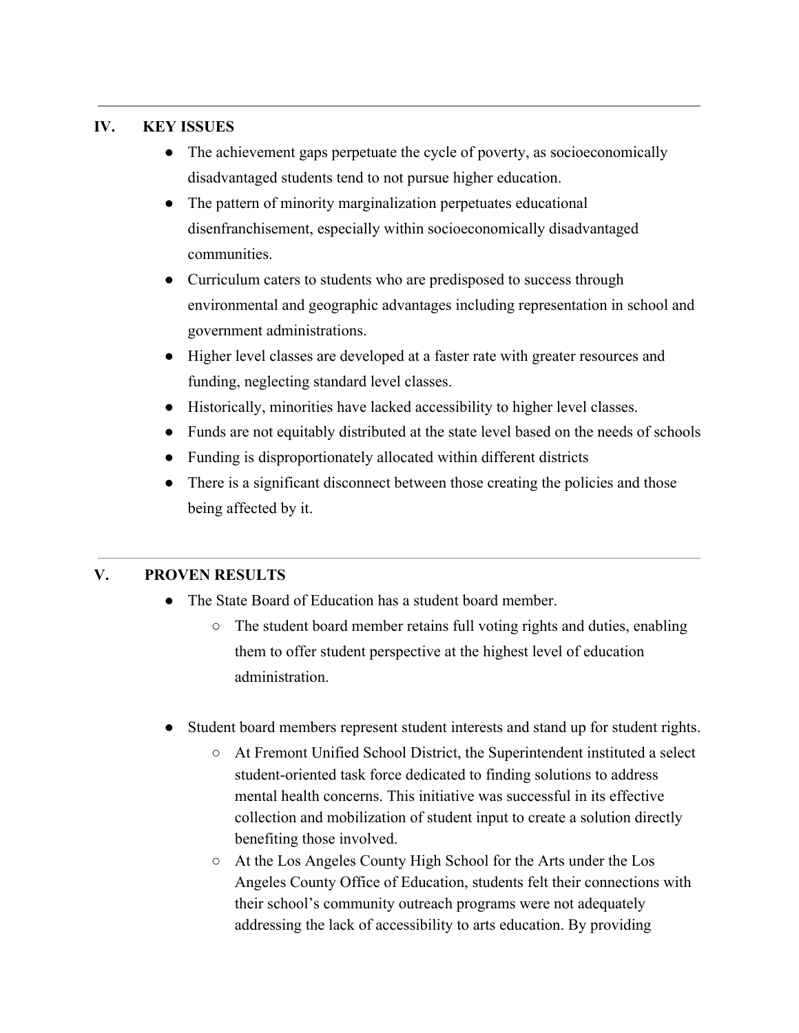---

## IV. KEY ISSUES

- The achievement gaps perpetuate the cycle of poverty, as socioeconomically disadvantaged students tend to not pursue higher education.
- The pattern of minority marginalization perpetuates educational disenfranchisement, especially within socioeconomically disadvantaged communities.
- Curriculum caters to students who are predisposed to success through environmental and geographic advantages including representation in school and government administrations.
- Higher level classes are developed at a faster rate with greater resources and funding, neglecting standard level classes.
- Historically, minorities have lacked accessibility to higher level classes.
- Funds are not equitably distributed at the state level based on the needs of schools
- Funding is disproportionately allocated within different districts
- There is a significant disconnect between those creating the policies and those being affected by it.

---

## V. PROVEN RESULTS

- The State Board of Education has a student board member.
  - The student board member retains full voting rights and duties, enabling them to offer student perspective at the highest level of education administration.

- Student board members represent student interests and stand up for student rights.
  - At Fremont Unified School District, the Superintendent instituted a select student-oriented task force dedicated to finding solutions to address mental health concerns. This initiative was successful in its effective collection and mobilization of student input to create a solution directly benefiting those involved.
  - At the Los Angeles County High School for the Arts under the Los Angeles County Office of Education, students felt their connections with their school's community outreach programs were not adequately addressing the lack of accessibility to arts education. By providing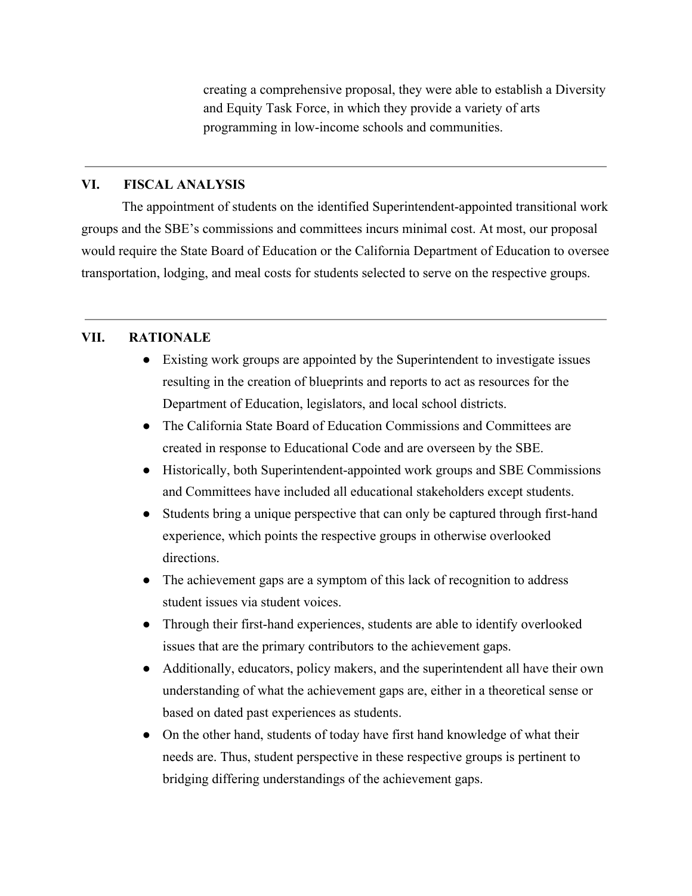creating a comprehensive proposal, they were able to establish a Diversity and Equity Task Force, in which they provide a variety of arts programming in low-income schools and communities.

---

## VI. FISCAL ANALYSIS

The appointment of students on the identified Superintendent-appointed transitional work groups and the SBE's commissions and committees incurs minimal cost. At most, our proposal would require the State Board of Education or the California Department of Education to oversee transportation, lodging, and meal costs for students selected to serve on the respective groups.

---

## VII. RATIONALE

- Existing work groups are appointed by the Superintendent to investigate issues resulting in the creation of blueprints and reports to act as resources for the Department of Education, legislators, and local school districts.
- The California State Board of Education Commissions and Committees are created in response to Educational Code and are overseen by the SBE.
- Historically, both Superintendent-appointed work groups and SBE Commissions and Committees have included all educational stakeholders except students.
- Students bring a unique perspective that can only be captured through first-hand experience, which points the respective groups in otherwise overlooked directions.
- The achievement gaps are a symptom of this lack of recognition to address student issues via student voices.
- Through their first-hand experiences, students are able to identify overlooked issues that are the primary contributors to the achievement gaps.
- Additionally, educators, policy makers, and the superintendent all have their own understanding of what the achievement gaps are, either in a theoretical sense or based on dated past experiences as students.
- On the other hand, students of today have first hand knowledge of what their needs are. Thus, student perspective in these respective groups is pertinent to bridging differing understandings of the achievement gaps.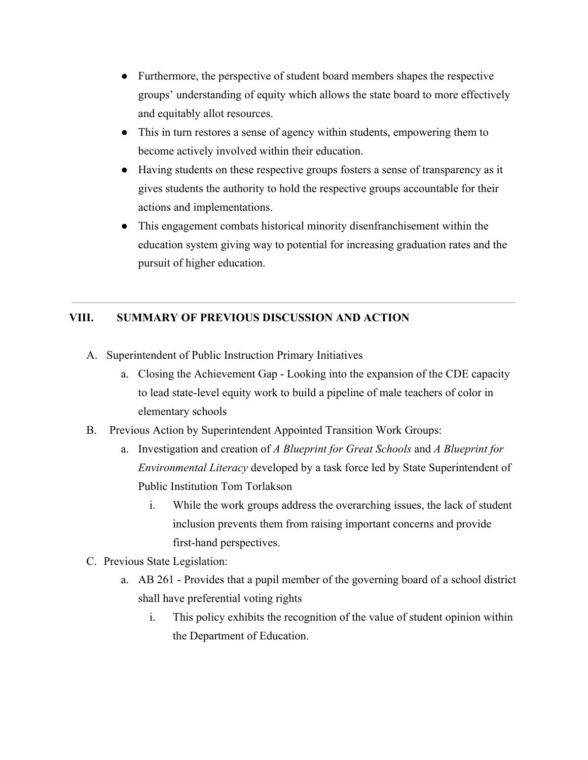- Furthermore, the perspective of student board members shapes the respective groups' understanding of equity which allows the state board to more effectively and equitably allot resources.
- This in turn restores a sense of agency within students, empowering them to become actively involved within their education.
- Having students on these respective groups fosters a sense of transparency as it gives students the authority to hold the respective groups accountable for their actions and implementations.
- This engagement combats historical minority disenfranchisement within the education system giving way to potential for increasing graduation rates and the pursuit of higher education.

---

## VIII. SUMMARY OF PREVIOUS DISCUSSION AND ACTION

A. Superintendent of Public Instruction Primary Initiatives
   a. Closing the Achievement Gap - Looking into the expansion of the CDE capacity to lead state-level equity work to build a pipeline of male teachers of color in elementary schools

B. Previous Action by Superintendent Appointed Transition Work Groups:
   a. Investigation and creation of *A Blueprint for Great Schools* and *A Blueprint for Environmental Literacy* developed by a task force led by State Superintendent of Public Institution Tom Torlakson
      i. While the work groups address the overarching issues, the lack of student inclusion prevents them from raising important concerns and provide first-hand perspectives.

C. Previous State Legislation:
   a. AB 261 - Provides that a pupil member of the governing board of a school district shall have preferential voting rights
      i. This policy exhibits the recognition of the value of student opinion within the Department of Education.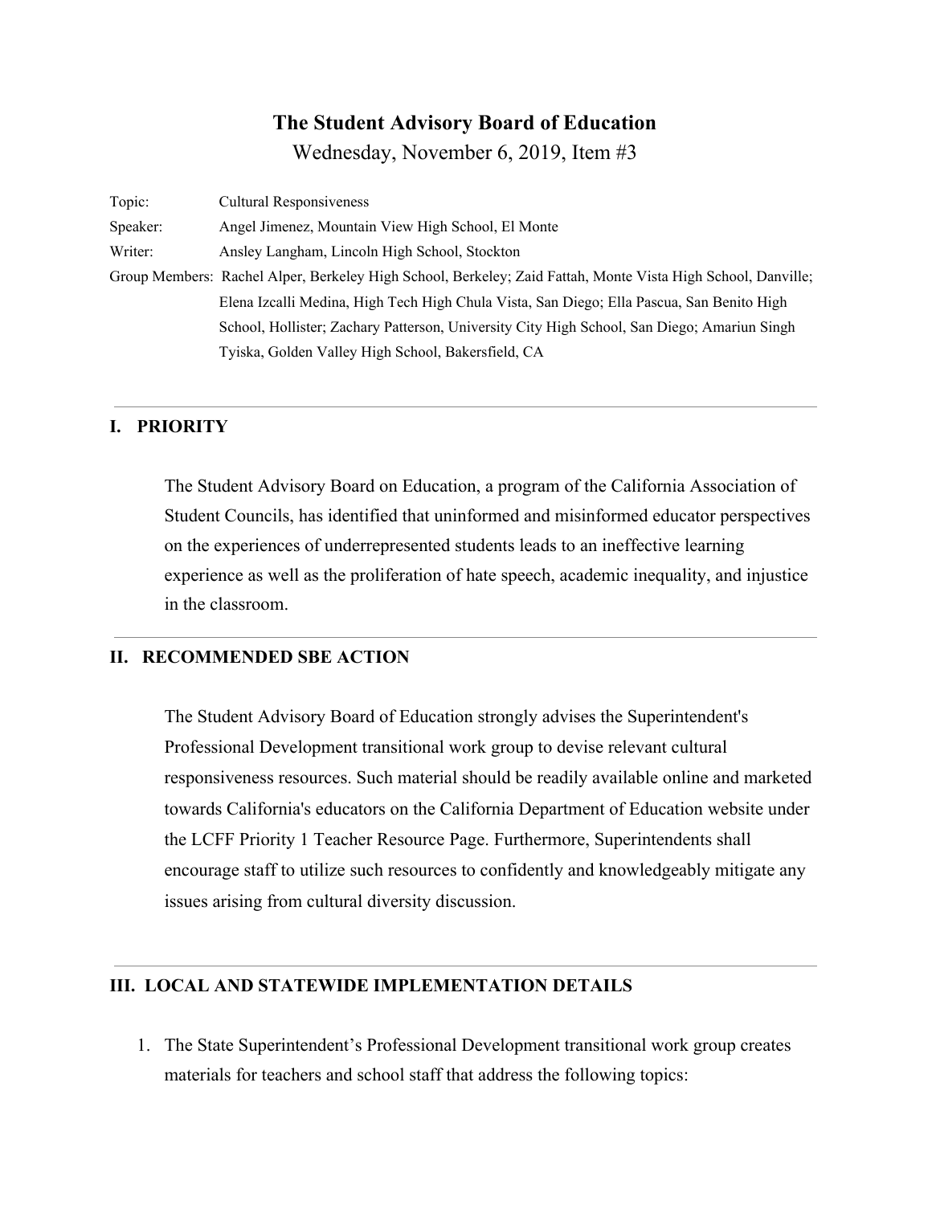# The Student Advisory Board of Education

Wednesday, November 6, 2019, Item #3

Topic: Cultural Responsiveness

Speaker: Angel Jimenez, Mountain View High School, El Monte

Writer: Ansley Langham, Lincoln High School, Stockton

Group Members: Rachel Alper, Berkeley High School, Berkeley; Zaid Fattah, Monte Vista High School, Danville; Elena Izcalli Medina, High Tech High Chula Vista, San Diego; Ella Pascua, San Benito High School, Hollister; Zachary Patterson, University City High School, San Diego; Amariun Singh Tyiska, Golden Valley High School, Bakersfield, CA

---

## I. PRIORITY

The Student Advisory Board on Education, a program of the California Association of Student Councils, has identified that uninformed and misinformed educator perspectives on the experiences of underrepresented students leads to an ineffective learning experience as well as the proliferation of hate speech, academic inequality, and injustice in the classroom.

---

## II. RECOMMENDED SBE ACTION

The Student Advisory Board of Education strongly advises the Superintendent's Professional Development transitional work group to devise relevant cultural responsiveness resources. Such material should be readily available online and marketed towards California's educators on the California Department of Education website under the LCFF Priority 1 Teacher Resource Page. Furthermore, Superintendents shall encourage staff to utilize such resources to confidently and knowledgeably mitigate any issues arising from cultural diversity discussion.

---

## III. LOCAL AND STATEWIDE IMPLEMENTATION DETAILS

1. The State Superintendent's Professional Development transitional work group creates materials for teachers and school staff that address the following topics: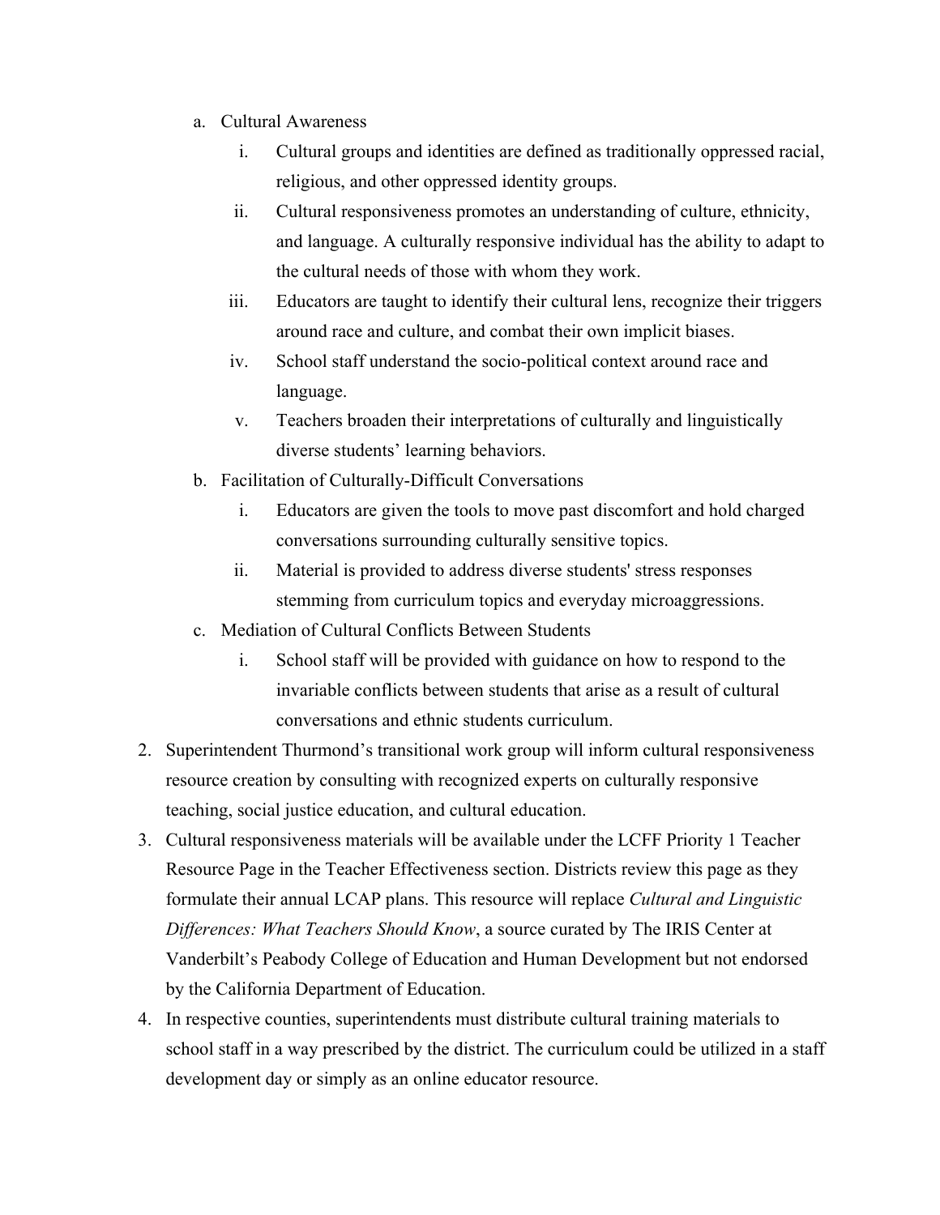a. Cultural Awareness
    i. Cultural groups and identities are defined as traditionally oppressed racial, religious, and other oppressed identity groups.
    ii. Cultural responsiveness promotes an understanding of culture, ethnicity, and language. A culturally responsive individual has the ability to adapt to the cultural needs of those with whom they work.
    iii. Educators are taught to identify their cultural lens, recognize their triggers around race and culture, and combat their own implicit biases.
    iv. School staff understand the socio-political context around race and language.
    v. Teachers broaden their interpretations of culturally and linguistically diverse students' learning behaviors.

b. Facilitation of Culturally-Difficult Conversations
    i. Educators are given the tools to move past discomfort and hold charged conversations surrounding culturally sensitive topics.
    ii. Material is provided to address diverse students' stress responses stemming from curriculum topics and everyday microaggressions.

c. Mediation of Cultural Conflicts Between Students
    i. School staff will be provided with guidance on how to respond to the invariable conflicts between students that arise as a result of cultural conversations and ethnic students curriculum.

2. Superintendent Thurmond's transitional work group will inform cultural responsiveness resource creation by consulting with recognized experts on culturally responsive teaching, social justice education, and cultural education.
3. Cultural responsiveness materials will be available under the LCFF Priority 1 Teacher Resource Page in the Teacher Effectiveness section. Districts review this page as they formulate their annual LCAP plans. This resource will replace *Cultural and Linguistic Differences: What Teachers Should Know*, a source curated by The IRIS Center at Vanderbilt's Peabody College of Education and Human Development but not endorsed by the California Department of Education.
4. In respective counties, superintendents must distribute cultural training materials to school staff in a way prescribed by the district. The curriculum could be utilized in a staff development day or simply as an online educator resource.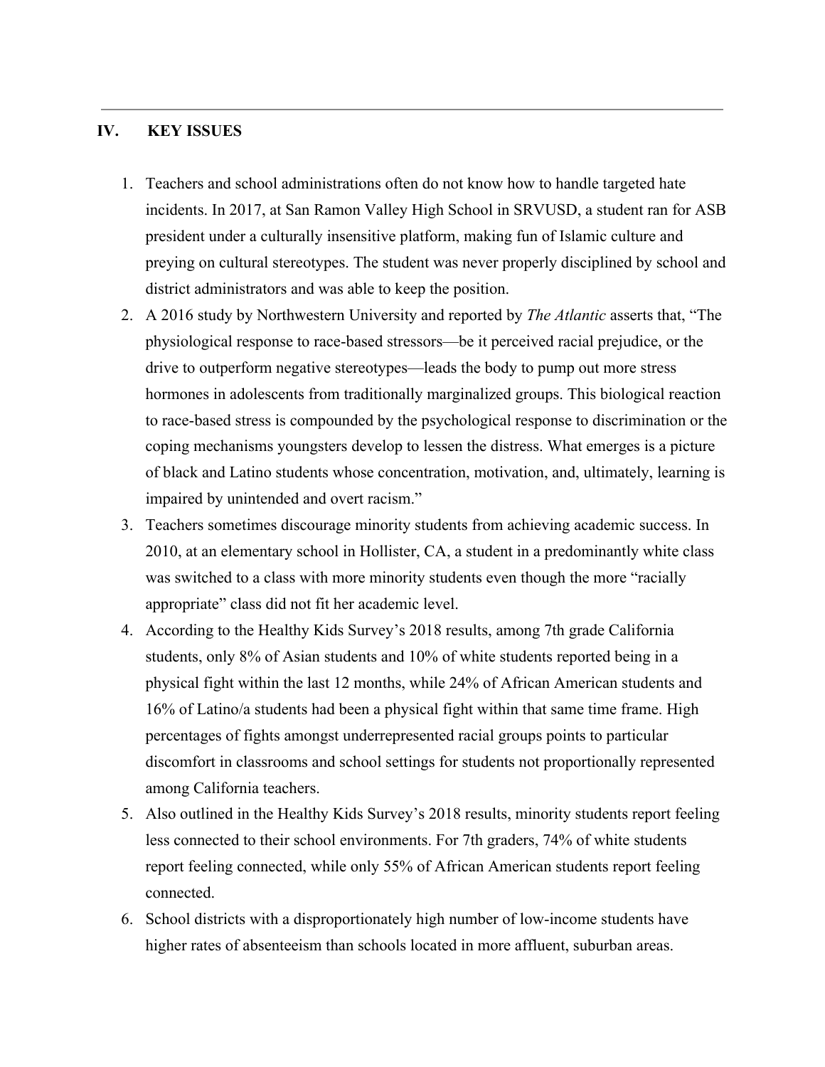## IV. KEY ISSUES

1. Teachers and school administrations often do not know how to handle targeted hate incidents. In 2017, at San Ramon Valley High School in SRVUSD, a student ran for ASB president under a culturally insensitive platform, making fun of Islamic culture and preying on cultural stereotypes. The student was never properly disciplined by school and district administrators and was able to keep the position.
2. A 2016 study by Northwestern University and reported by *The Atlantic* asserts that, "The physiological response to race-based stressors—be it perceived racial prejudice, or the drive to outperform negative stereotypes—leads the body to pump out more stress hormones in adolescents from traditionally marginalized groups. This biological reaction to race-based stress is compounded by the psychological response to discrimination or the coping mechanisms youngsters develop to lessen the distress. What emerges is a picture of black and Latino students whose concentration, motivation, and, ultimately, learning is impaired by unintended and overt racism."
3. Teachers sometimes discourage minority students from achieving academic success. In 2010, at an elementary school in Hollister, CA, a student in a predominantly white class was switched to a class with more minority students even though the more "racially appropriate" class did not fit her academic level.
4. According to the Healthy Kids Survey's 2018 results, among 7th grade California students, only 8% of Asian students and 10% of white students reported being in a physical fight within the last 12 months, while 24% of African American students and 16% of Latino/a students had been a physical fight within that same time frame. High percentages of fights amongst underrepresented racial groups points to particular discomfort in classrooms and school settings for students not proportionally represented among California teachers.
5. Also outlined in the Healthy Kids Survey's 2018 results, minority students report feeling less connected to their school environments. For 7th graders, 74% of white students report feeling connected, while only 55% of African American students report feeling connected.
6. School districts with a disproportionately high number of low-income students have higher rates of absenteeism than schools located in more affluent, suburban areas.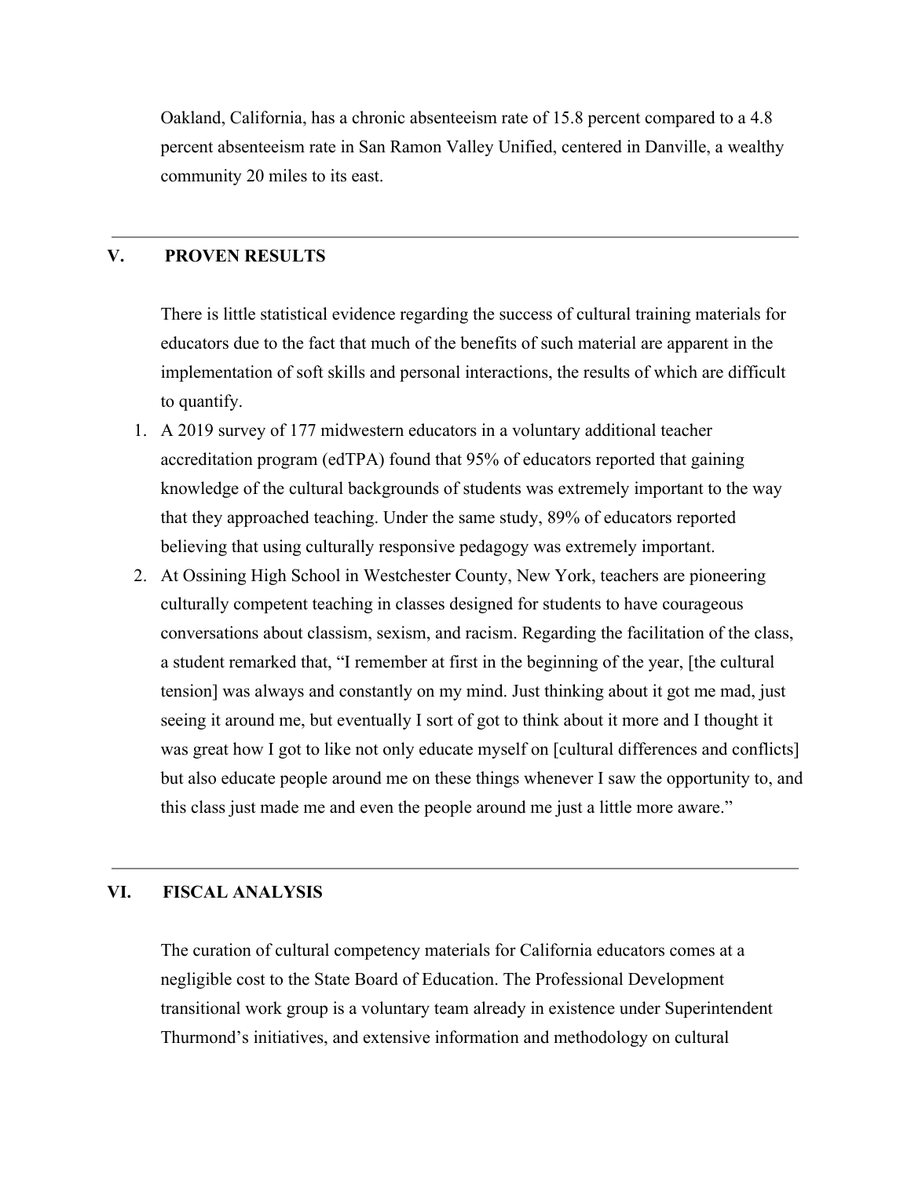Oakland, California, has a chronic absenteeism rate of 15.8 percent compared to a 4.8 percent absenteeism rate in San Ramon Valley Unified, centered in Danville, a wealthy community 20 miles to its east.

---

## V. PROVEN RESULTS

There is little statistical evidence regarding the success of cultural training materials for educators due to the fact that much of the benefits of such material are apparent in the implementation of soft skills and personal interactions, the results of which are difficult to quantify.

1. A 2019 survey of 177 midwestern educators in a voluntary additional teacher accreditation program (edTPA) found that 95% of educators reported that gaining knowledge of the cultural backgrounds of students was extremely important to the way that they approached teaching. Under the same study, 89% of educators reported believing that using culturally responsive pedagogy was extremely important.
2. At Ossining High School in Westchester County, New York, teachers are pioneering culturally competent teaching in classes designed for students to have courageous conversations about classism, sexism, and racism. Regarding the facilitation of the class, a student remarked that, "I remember at first in the beginning of the year, [the cultural tension] was always and constantly on my mind. Just thinking about it got me mad, just seeing it around me, but eventually I sort of got to think about it more and I thought it was great how I got to like not only educate myself on [cultural differences and conflicts] but also educate people around me on these things whenever I saw the opportunity to, and this class just made me and even the people around me just a little more aware."

---

## VI. FISCAL ANALYSIS

The curation of cultural competency materials for California educators comes at a negligible cost to the State Board of Education. The Professional Development transitional work group is a voluntary team already in existence under Superintendent Thurmond's initiatives, and extensive information and methodology on cultural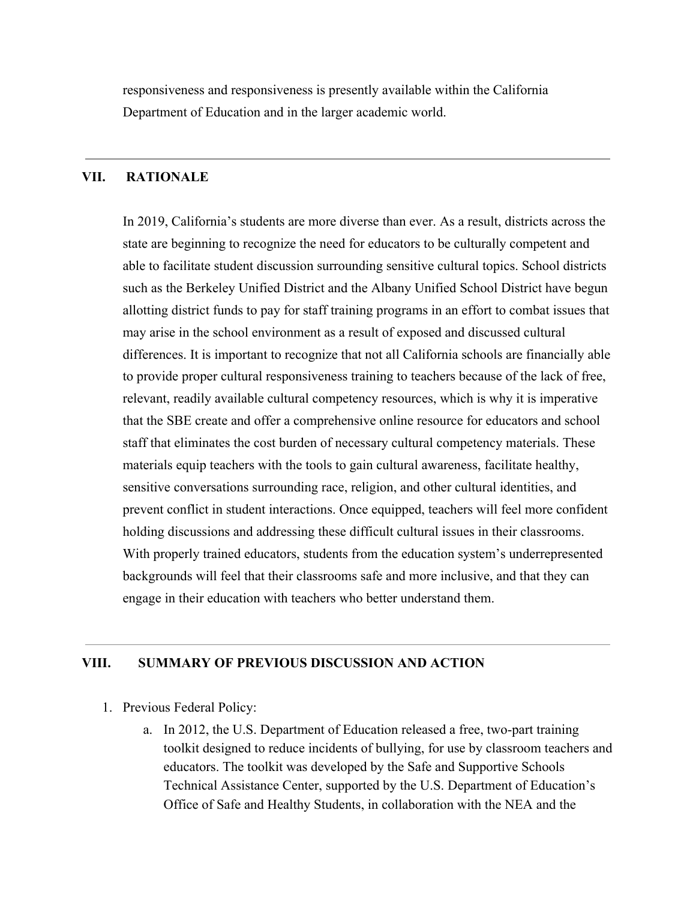responsiveness and responsiveness is presently available within the California Department of Education and in the larger academic world.

---

## VII. RATIONALE

In 2019, California's students are more diverse than ever. As a result, districts across the state are beginning to recognize the need for educators to be culturally competent and able to facilitate student discussion surrounding sensitive cultural topics. School districts such as the Berkeley Unified District and the Albany Unified School District have begun allotting district funds to pay for staff training programs in an effort to combat issues that may arise in the school environment as a result of exposed and discussed cultural differences. It is important to recognize that not all California schools are financially able to provide proper cultural responsiveness training to teachers because of the lack of free, relevant, readily available cultural competency resources, which is why it is imperative that the SBE create and offer a comprehensive online resource for educators and school staff that eliminates the cost burden of necessary cultural competency materials. These materials equip teachers with the tools to gain cultural awareness, facilitate healthy, sensitive conversations surrounding race, religion, and other cultural identities, and prevent conflict in student interactions. Once equipped, teachers will feel more confident holding discussions and addressing these difficult cultural issues in their classrooms. With properly trained educators, students from the education system's underrepresented backgrounds will feel that their classrooms safe and more inclusive, and that they can engage in their education with teachers who better understand them.

---

## VIII. SUMMARY OF PREVIOUS DISCUSSION AND ACTION

1. Previous Federal Policy:
   a. In 2012, the U.S. Department of Education released a free, two-part training toolkit designed to reduce incidents of bullying, for use by classroom teachers and educators. The toolkit was developed by the Safe and Supportive Schools Technical Assistance Center, supported by the U.S. Department of Education's Office of Safe and Healthy Students, in collaboration with the NEA and the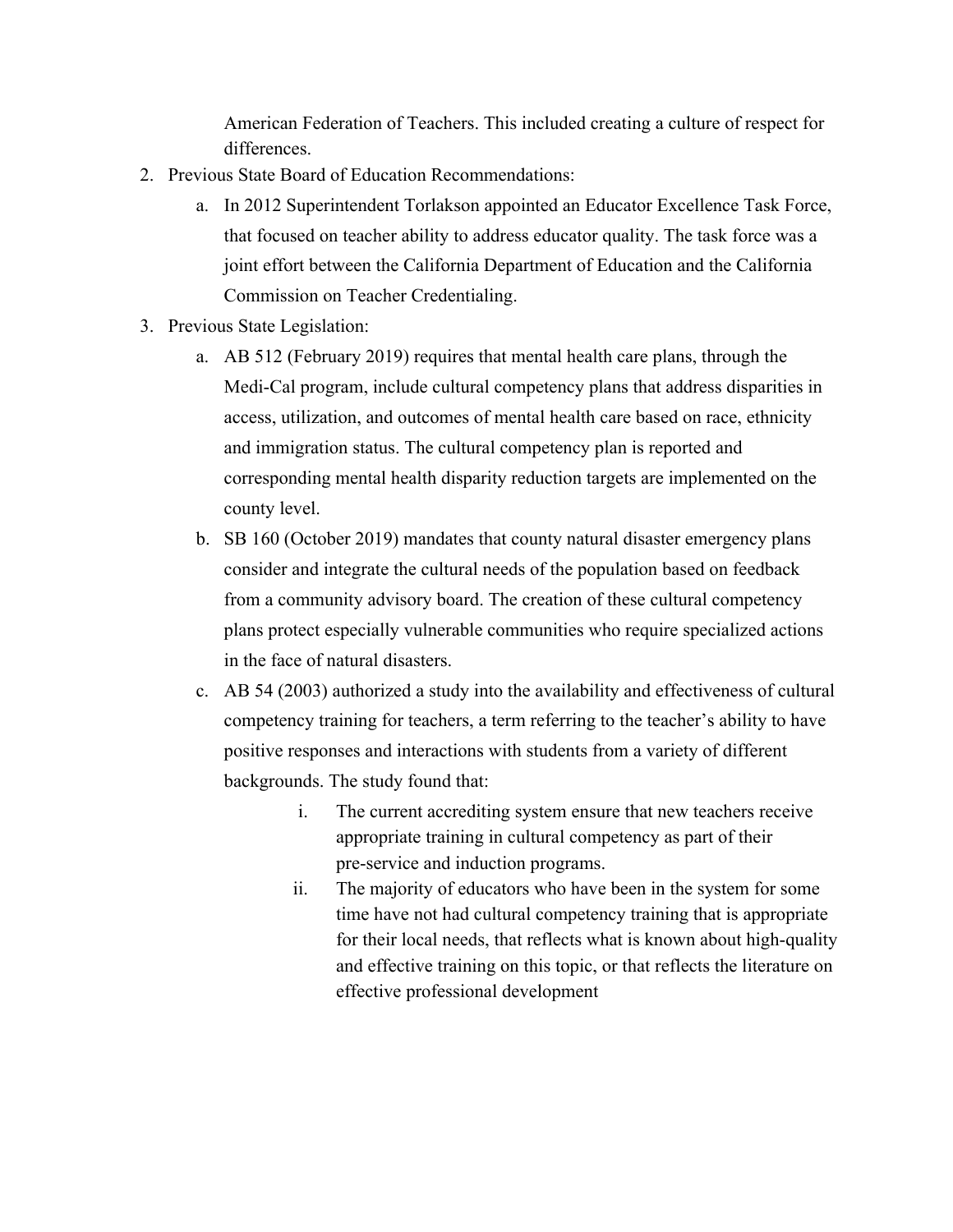American Federation of Teachers. This included creating a culture of respect for differences.

2. Previous State Board of Education Recommendations:
   a. In 2012 Superintendent Torlakson appointed an Educator Excellence Task Force, that focused on teacher ability to address educator quality. The task force was a joint effort between the California Department of Education and the California Commission on Teacher Credentialing.
3. Previous State Legislation:
   a. AB 512 (February 2019) requires that mental health care plans, through the Medi-Cal program, include cultural competency plans that address disparities in access, utilization, and outcomes of mental health care based on race, ethnicity and immigration status. The cultural competency plan is reported and corresponding mental health disparity reduction targets are implemented on the county level.
   b. SB 160 (October 2019) mandates that county natural disaster emergency plans consider and integrate the cultural needs of the population based on feedback from a community advisory board. The creation of these cultural competency plans protect especially vulnerable communities who require specialized actions in the face of natural disasters.
   c. AB 54 (2003) authorized a study into the availability and effectiveness of cultural competency training for teachers, a term referring to the teacher's ability to have positive responses and interactions with students from a variety of different backgrounds. The study found that:
      i. The current accrediting system ensure that new teachers receive appropriate training in cultural competency as part of their pre-service and induction programs.
      ii. The majority of educators who have been in the system for some time have not had cultural competency training that is appropriate for their local needs, that reflects what is known about high-quality and effective training on this topic, or that reflects the literature on effective professional development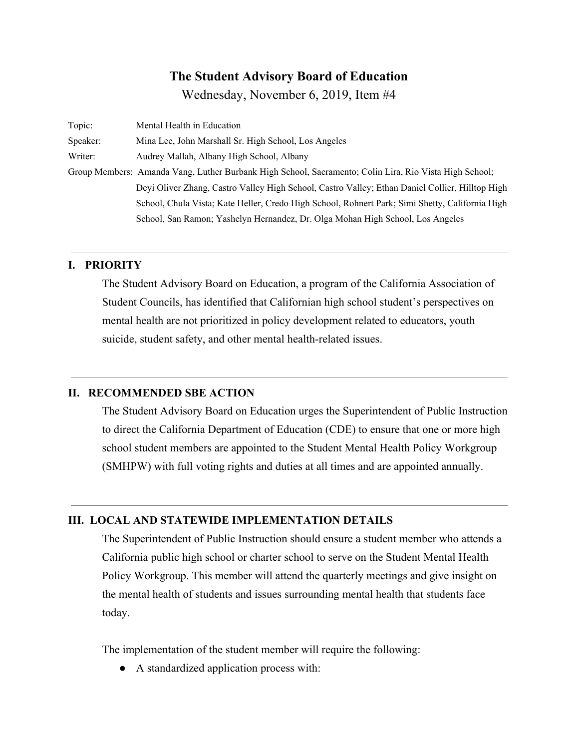# The Student Advisory Board of Education

Wednesday, November 6, 2019, Item #4

Topic: Mental Health in Education

Speaker: Mina Lee, John Marshall Sr. High School, Los Angeles

Writer: Audrey Mallah, Albany High School, Albany

Group Members: Amanda Vang, Luther Burbank High School, Sacramento; Colin Lira, Rio Vista High School; Deyi Oliver Zhang, Castro Valley High School, Castro Valley; Ethan Daniel Collier, Hilltop High School, Chula Vista; Kate Heller, Credo High School, Rohnert Park; Simi Shetty, California High School, San Ramon; Yashelyn Hernandez, Dr. Olga Mohan High School, Los Angeles

---

## I. PRIORITY

The Student Advisory Board on Education, a program of the California Association of Student Councils, has identified that Californian high school student's perspectives on mental health are not prioritized in policy development related to educators, youth suicide, student safety, and other mental health-related issues.

---

## II. RECOMMENDED SBE ACTION

The Student Advisory Board on Education urges the Superintendent of Public Instruction to direct the California Department of Education (CDE) to ensure that one or more high school student members are appointed to the Student Mental Health Policy Workgroup (SMHPW) with full voting rights and duties at all times and are appointed annually.

---

## III. LOCAL AND STATEWIDE IMPLEMENTATION DETAILS

The Superintendent of Public Instruction should ensure a student member who attends a California public high school or charter school to serve on the Student Mental Health Policy Workgroup. This member will attend the quarterly meetings and give insight on the mental health of students and issues surrounding mental health that students face today.

The implementation of the student member will require the following:

- A standardized application process with: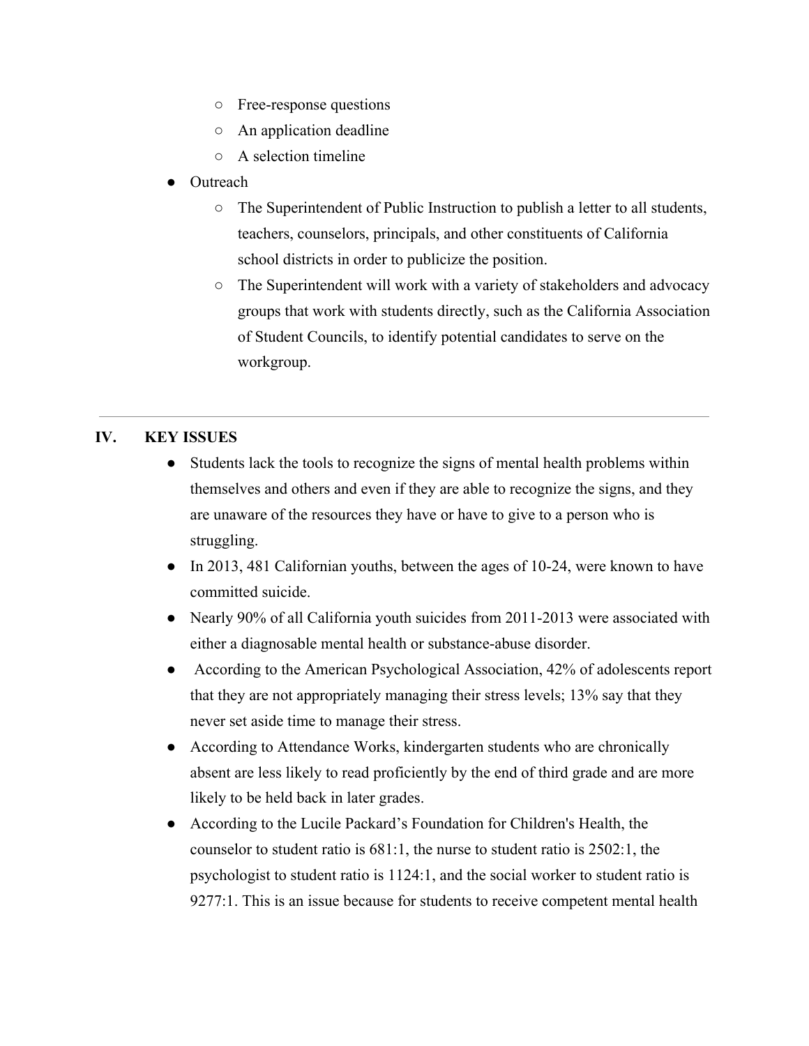- Free-response questions
  - An application deadline
  - A selection timeline
- Outreach
  - The Superintendent of Public Instruction to publish a letter to all students, teachers, counselors, principals, and other constituents of California school districts in order to publicize the position.
  - The Superintendent will work with a variety of stakeholders and advocacy groups that work with students directly, such as the California Association of Student Councils, to identify potential candidates to serve on the workgroup.

---

## IV. KEY ISSUES

- Students lack the tools to recognize the signs of mental health problems within themselves and others and even if they are able to recognize the signs, and they are unaware of the resources they have or have to give to a person who is struggling.
- In 2013, 481 Californian youths, between the ages of 10-24, were known to have committed suicide.
- Nearly 90% of all California youth suicides from 2011-2013 were associated with either a diagnosable mental health or substance-abuse disorder.
- According to the American Psychological Association, 42% of adolescents report that they are not appropriately managing their stress levels; 13% say that they never set aside time to manage their stress.
- According to Attendance Works, kindergarten students who are chronically absent are less likely to read proficiently by the end of third grade and are more likely to be held back in later grades.
- According to the Lucile Packard's Foundation for Children's Health, the counselor to student ratio is 681:1, the nurse to student ratio is 2502:1, the psychologist to student ratio is 1124:1, and the social worker to student ratio is 9277:1. This is an issue because for students to receive competent mental health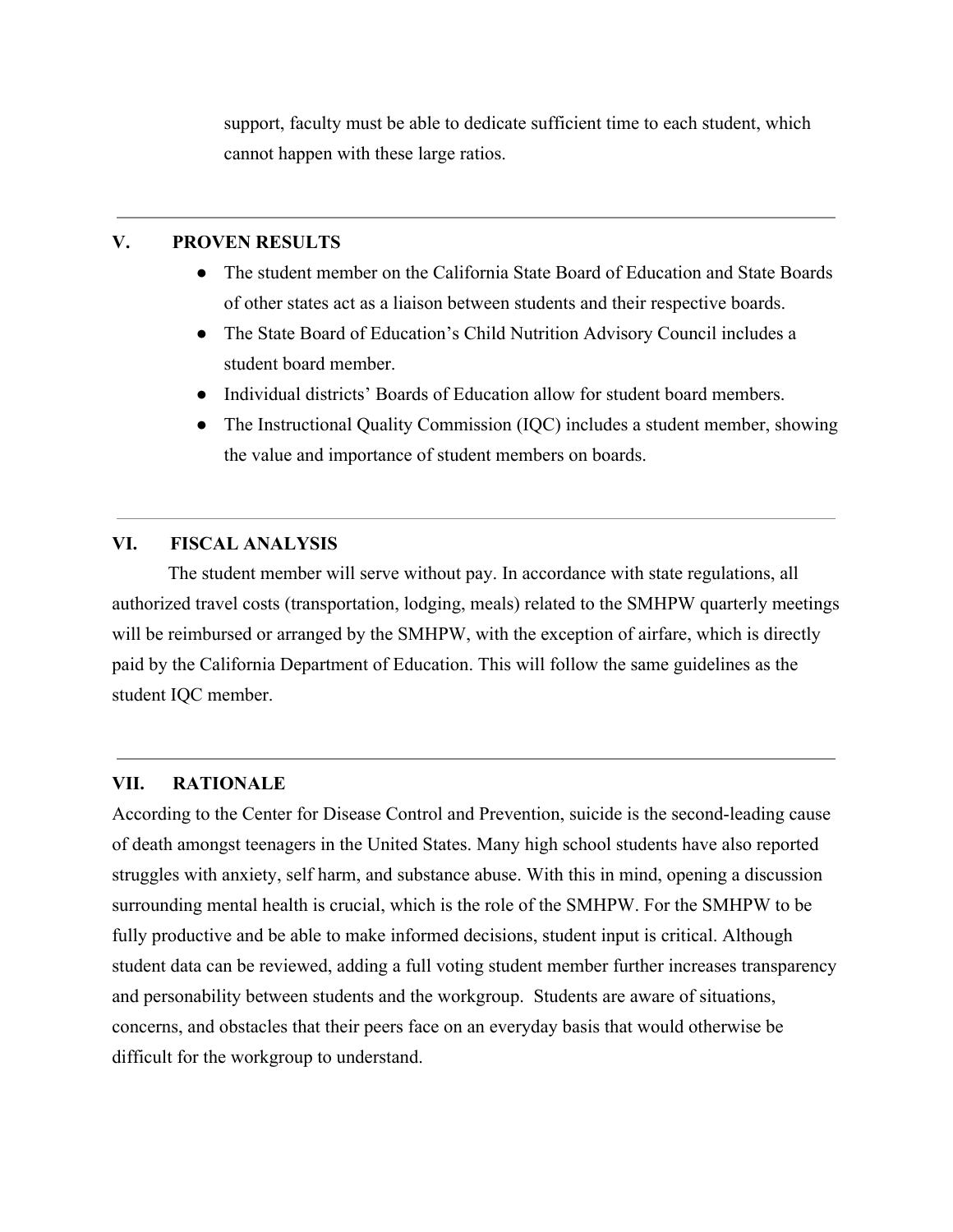support, faculty must be able to dedicate sufficient time to each student, which cannot happen with these large ratios.

---

## V. PROVEN RESULTS

- The student member on the California State Board of Education and State Boards of other states act as a liaison between students and their respective boards.
- The State Board of Education's Child Nutrition Advisory Council includes a student board member.
- Individual districts' Boards of Education allow for student board members.
- The Instructional Quality Commission (IQC) includes a student member, showing the value and importance of student members on boards.

---

## VI. FISCAL ANALYSIS

The student member will serve without pay. In accordance with state regulations, all authorized travel costs (transportation, lodging, meals) related to the SMHPW quarterly meetings will be reimbursed or arranged by the SMHPW, with the exception of airfare, which is directly paid by the California Department of Education. This will follow the same guidelines as the student IQC member.

---

## VII. RATIONALE

According to the Center for Disease Control and Prevention, suicide is the second-leading cause of death amongst teenagers in the United States. Many high school students have also reported struggles with anxiety, self harm, and substance abuse. With this in mind, opening a discussion surrounding mental health is crucial, which is the role of the SMHPW. For the SMHPW to be fully productive and be able to make informed decisions, student input is critical. Although student data can be reviewed, adding a full voting student member further increases transparency and personability between students and the workgroup. Students are aware of situations, concerns, and obstacles that their peers face on an everyday basis that would otherwise be difficult for the workgroup to understand.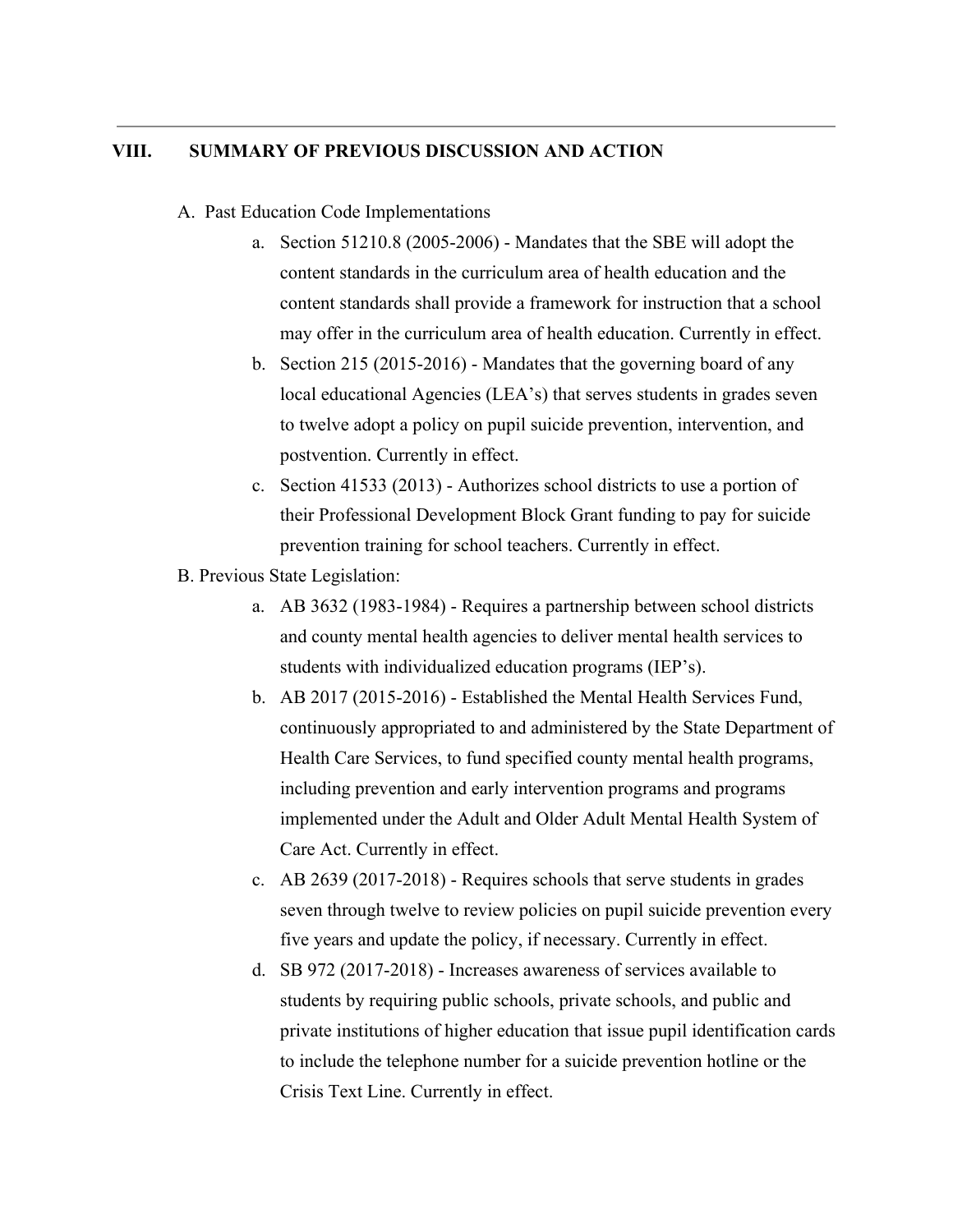## VIII. SUMMARY OF PREVIOUS DISCUSSION AND ACTION

A. Past Education Code Implementations

  a. Section 51210.8 (2005-2006) - Mandates that the SBE will adopt the content standards in the curriculum area of health education and the content standards shall provide a framework for instruction that a school may offer in the curriculum area of health education. Currently in effect.
  b. Section 215 (2015-2016) - Mandates that the governing board of any local educational Agencies (LEA's) that serves students in grades seven to twelve adopt a policy on pupil suicide prevention, intervention, and postvention. Currently in effect.
  c. Section 41533 (2013) - Authorizes school districts to use a portion of their Professional Development Block Grant funding to pay for suicide prevention training for school teachers. Currently in effect.

B. Previous State Legislation:

  a. AB 3632 (1983-1984) - Requires a partnership between school districts and county mental health agencies to deliver mental health services to students with individualized education programs (IEP's).
  b. AB 2017 (2015-2016) - Established the Mental Health Services Fund, continuously appropriated to and administered by the State Department of Health Care Services, to fund specified county mental health programs, including prevention and early intervention programs and programs implemented under the Adult and Older Adult Mental Health System of Care Act. Currently in effect.
  c. AB 2639 (2017-2018) - Requires schools that serve students in grades seven through twelve to review policies on pupil suicide prevention every five years and update the policy, if necessary. Currently in effect.
  d. SB 972 (2017-2018) - Increases awareness of services available to students by requiring public schools, private schools, and public and private institutions of higher education that issue pupil identification cards to include the telephone number for a suicide prevention hotline or the Crisis Text Line. Currently in effect.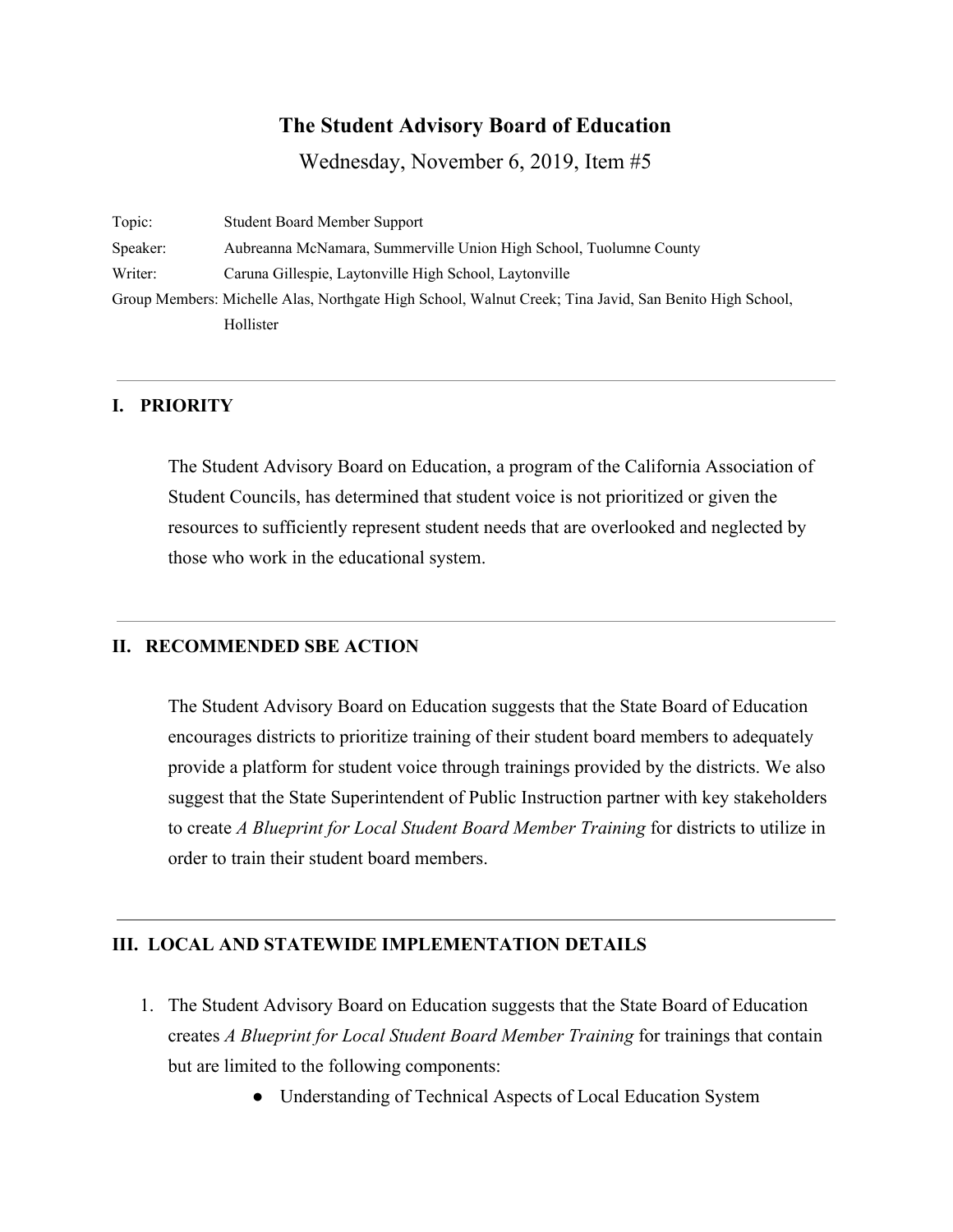## The Student Advisory Board of Education

Wednesday, November 6, 2019, Item #5

Topic: Student Board Member Support

Speaker: Aubreanna McNamara, Summerville Union High School, Tuolumne County

Writer: Caruna Gillespie, Laytonville High School, Laytonville

Group Members: Michelle Alas, Northgate High School, Walnut Creek; Tina Javid, San Benito High School, Hollister

---

### I. PRIORITY

The Student Advisory Board on Education, a program of the California Association of Student Councils, has determined that student voice is not prioritized or given the resources to sufficiently represent student needs that are overlooked and neglected by those who work in the educational system.

---

### II. RECOMMENDED SBE ACTION

The Student Advisory Board on Education suggests that the State Board of Education encourages districts to prioritize training of their student board members to adequately provide a platform for student voice through trainings provided by the districts. We also suggest that the State Superintendent of Public Instruction partner with key stakeholders to create *A Blueprint for Local Student Board Member Training* for districts to utilize in order to train their student board members.

---

### III. LOCAL AND STATEWIDE IMPLEMENTATION DETAILS

1. The Student Advisory Board on Education suggests that the State Board of Education creates *A Blueprint for Local Student Board Member Training* for trainings that contain but are limited to the following components:
   - Understanding of Technical Aspects of Local Education System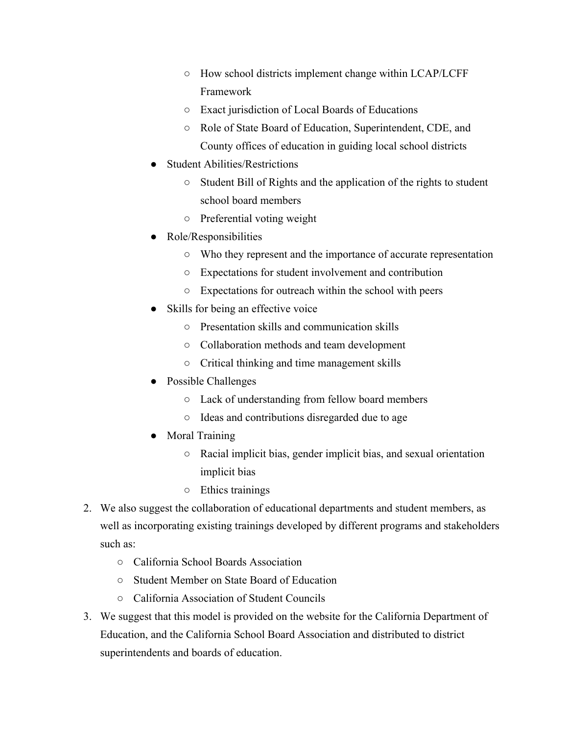- How school districts implement change within LCAP/LCFF Framework
        - Exact jurisdiction of Local Boards of Educations
        - Role of State Board of Education, Superintendent, CDE, and County offices of education in guiding local school districts
    - Student Abilities/Restrictions
        - Student Bill of Rights and the application of the rights to student school board members
        - Preferential voting weight
    - Role/Responsibilities
        - Who they represent and the importance of accurate representation
        - Expectations for student involvement and contribution
        - Expectations for outreach within the school with peers
    - Skills for being an effective voice
        - Presentation skills and communication skills
        - Collaboration methods and team development
        - Critical thinking and time management skills
    - Possible Challenges
        - Lack of understanding from fellow board members
        - Ideas and contributions disregarded due to age
    - Moral Training
        - Racial implicit bias, gender implicit bias, and sexual orientation implicit bias
        - Ethics trainings

2. We also suggest the collaboration of educational departments and student members, as well as incorporating existing trainings developed by different programs and stakeholders such as:
    - California School Boards Association
    - Student Member on State Board of Education
    - California Association of Student Councils
3. We suggest that this model is provided on the website for the California Department of Education, and the California School Board Association and distributed to district superintendents and boards of education.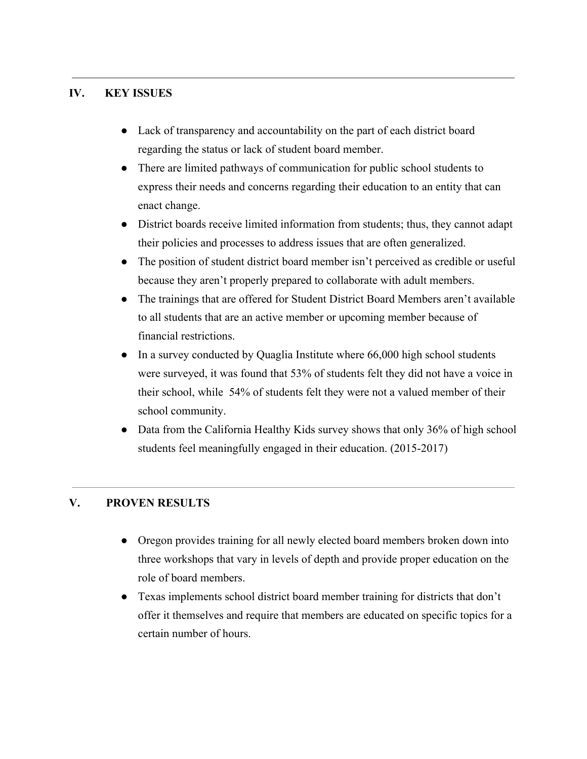## IV. KEY ISSUES

- Lack of transparency and accountability on the part of each district board regarding the status or lack of student board member.
- There are limited pathways of communication for public school students to express their needs and concerns regarding their education to an entity that can enact change.
- District boards receive limited information from students; thus, they cannot adapt their policies and processes to address issues that are often generalized.
- The position of student district board member isn't perceived as credible or useful because they aren't properly prepared to collaborate with adult members.
- The trainings that are offered for Student District Board Members aren't available to all students that are an active member or upcoming member because of financial restrictions.
- In a survey conducted by Quaglia Institute where 66,000 high school students were surveyed, it was found that 53% of students felt they did not have a voice in their school, while 54% of students felt they were not a valued member of their school community.
- Data from the California Healthy Kids survey shows that only 36% of high school students feel meaningfully engaged in their education. (2015-2017)

## V. PROVEN RESULTS

- Oregon provides training for all newly elected board members broken down into three workshops that vary in levels of depth and provide proper education on the role of board members.
- Texas implements school district board member training for districts that don't offer it themselves and require that members are educated on specific topics for a certain number of hours.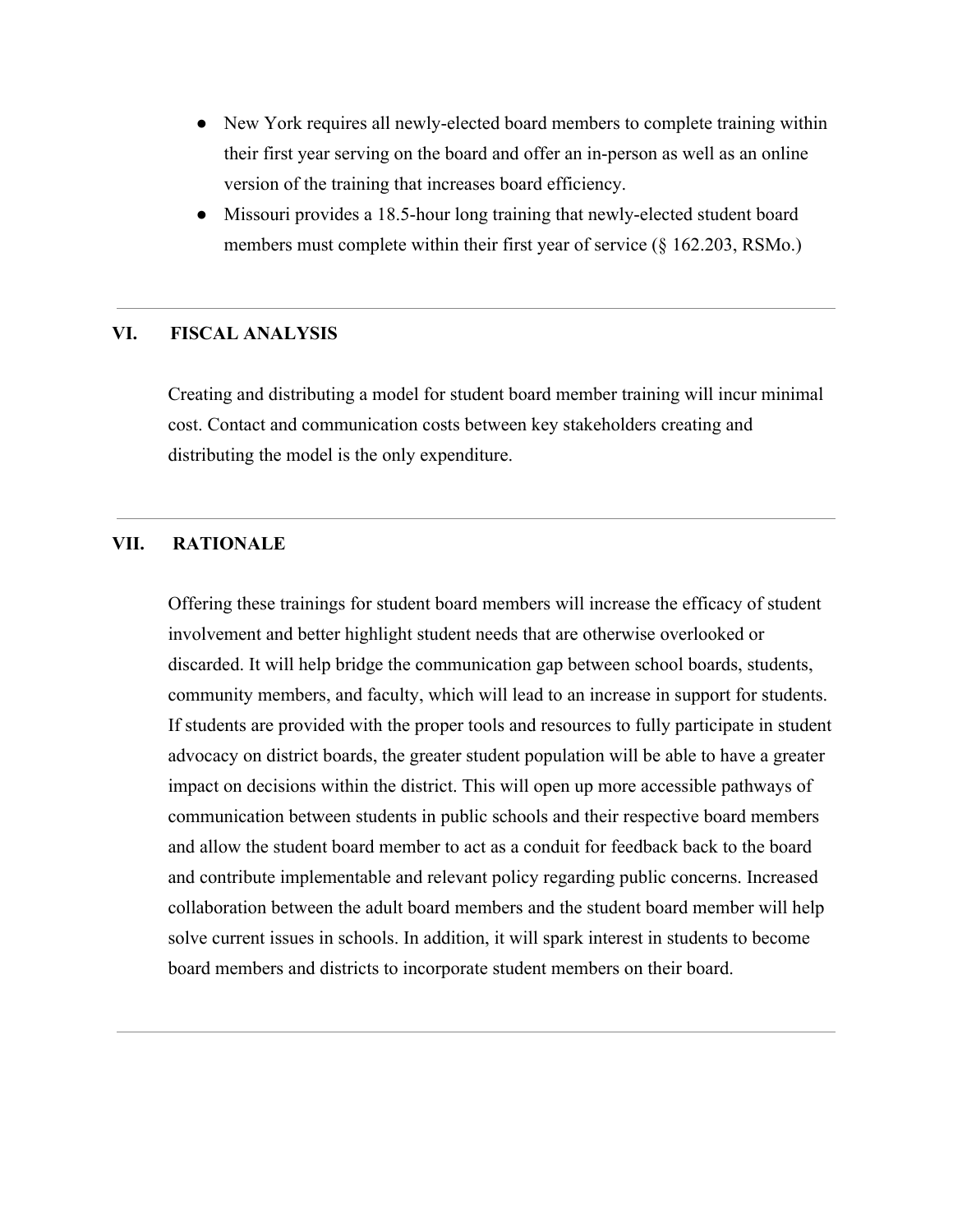- New York requires all newly-elected board members to complete training within their first year serving on the board and offer an in-person as well as an online version of the training that increases board efficiency.
- Missouri provides a 18.5-hour long training that newly-elected student board members must complete within their first year of service (§ 162.203, RSMo.)

---

## VI. FISCAL ANALYSIS

Creating and distributing a model for student board member training will incur minimal cost. Contact and communication costs between key stakeholders creating and distributing the model is the only expenditure.

---

## VII. RATIONALE

Offering these trainings for student board members will increase the efficacy of student involvement and better highlight student needs that are otherwise overlooked or discarded. It will help bridge the communication gap between school boards, students, community members, and faculty, which will lead to an increase in support for students. If students are provided with the proper tools and resources to fully participate in student advocacy on district boards, the greater student population will be able to have a greater impact on decisions within the district. This will open up more accessible pathways of communication between students in public schools and their respective board members and allow the student board member to act as a conduit for feedback back to the board and contribute implementable and relevant policy regarding public concerns. Increased collaboration between the adult board members and the student board member will help solve current issues in schools. In addition, it will spark interest in students to become board members and districts to incorporate student members on their board.

---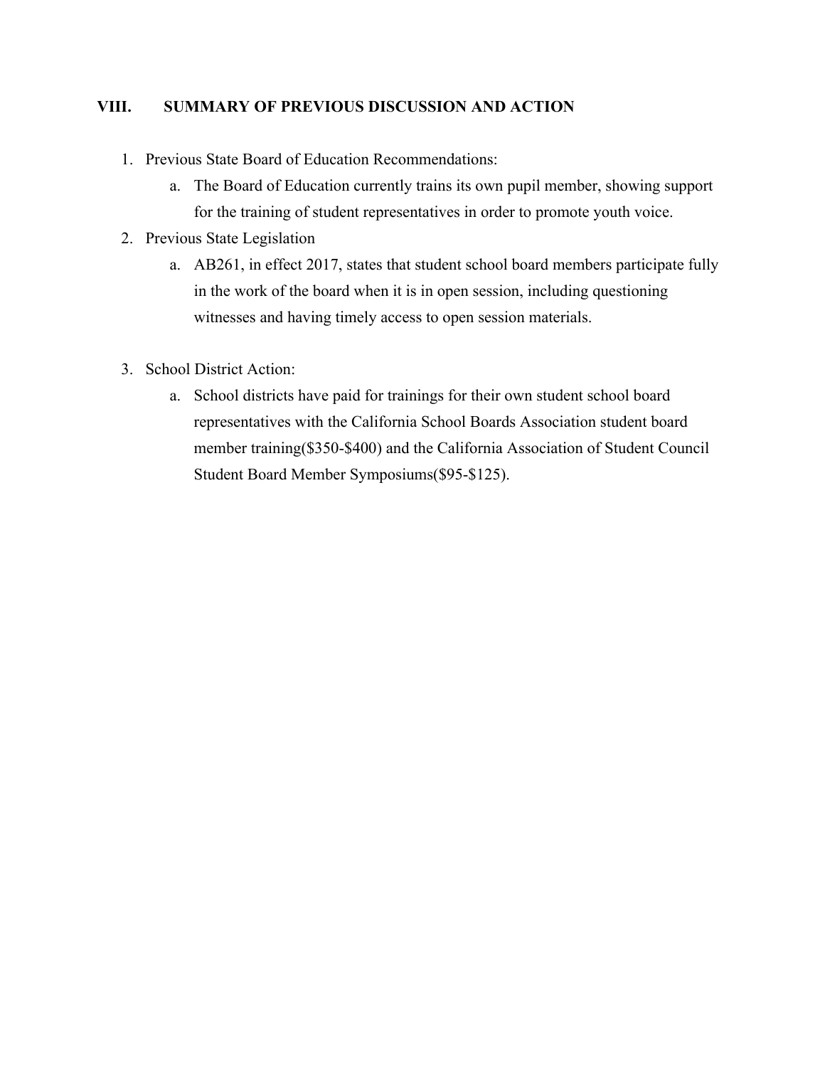## VIII. SUMMARY OF PREVIOUS DISCUSSION AND ACTION

1. Previous State Board of Education Recommendations:
   a. The Board of Education currently trains its own pupil member, showing support for the training of student representatives in order to promote youth voice.
2. Previous State Legislation
   a. AB261, in effect 2017, states that student school board members participate fully in the work of the board when it is in open session, including questioning witnesses and having timely access to open session materials.

3. School District Action:
   a. School districts have paid for trainings for their own student school board representatives with the California School Boards Association student board member training($350-$400) and the California Association of Student Council Student Board Member Symposiums($95-$125).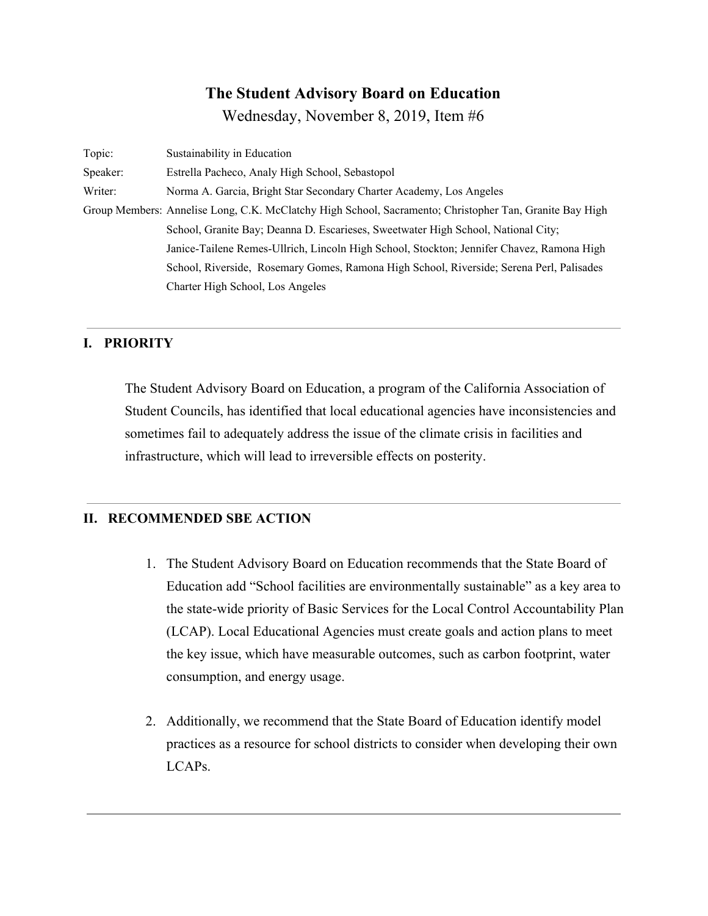# The Student Advisory Board on Education

Wednesday, November 8, 2019, Item #6

Topic: Sustainability in Education

Speaker: Estrella Pacheco, Analy High School, Sebastopol

Writer: Norma A. Garcia, Bright Star Secondary Charter Academy, Los Angeles

Group Members: Annelise Long, C.K. McClatchy High School, Sacramento; Christopher Tan, Granite Bay High School, Granite Bay; Deanna D. Escarieses, Sweetwater High School, National City; Janice-Tailene Remes-Ullrich, Lincoln High School, Stockton; Jennifer Chavez, Ramona High School, Riverside, Rosemary Gomes, Ramona High School, Riverside; Serena Perl, Palisades Charter High School, Los Angeles

---

## I. PRIORITY

The Student Advisory Board on Education, a program of the California Association of Student Councils, has identified that local educational agencies have inconsistencies and sometimes fail to adequately address the issue of the climate crisis in facilities and infrastructure, which will lead to irreversible effects on posterity.

---

## II. RECOMMENDED SBE ACTION

1. The Student Advisory Board on Education recommends that the State Board of Education add "School facilities are environmentally sustainable" as a key area to the state-wide priority of Basic Services for the Local Control Accountability Plan (LCAP). Local Educational Agencies must create goals and action plans to meet the key issue, which have measurable outcomes, such as carbon footprint, water consumption, and energy usage.

2. Additionally, we recommend that the State Board of Education identify model practices as a resource for school districts to consider when developing their own LCAPs.

---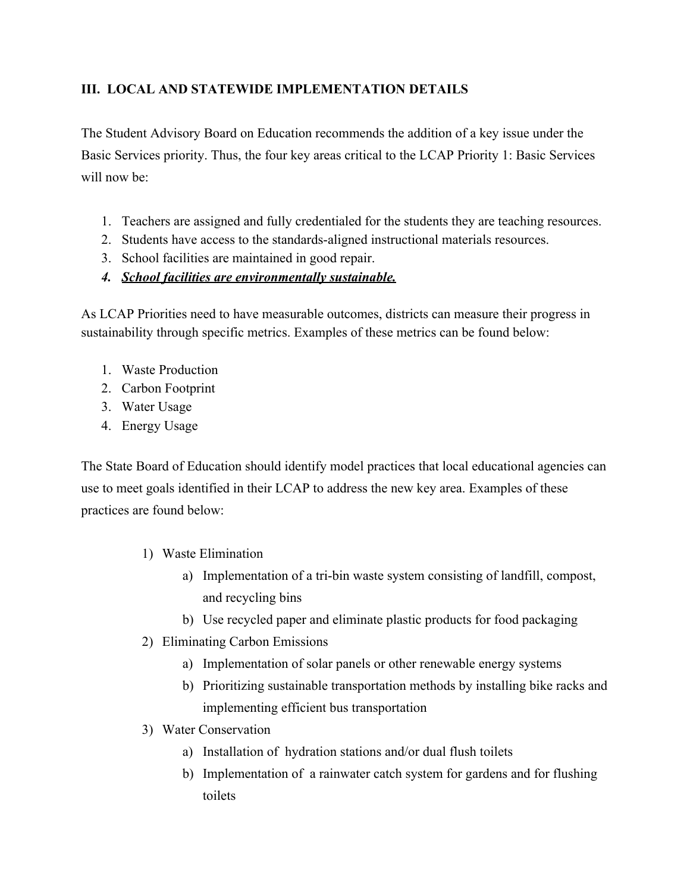## III. LOCAL AND STATEWIDE IMPLEMENTATION DETAILS

The Student Advisory Board on Education recommends the addition of a key issue under the Basic Services priority. Thus, the four key areas critical to the LCAP Priority 1: Basic Services will now be:

1. Teachers are assigned and fully credentialed for the students they are teaching resources.
2. Students have access to the standards-aligned instructional materials resources.
3. School facilities are maintained in good repair.
4. ***<u>School facilities are environmentally sustainable.</u>***

As LCAP Priorities need to have measurable outcomes, districts can measure their progress in sustainability through specific metrics. Examples of these metrics can be found below:

1. Waste Production
2. Carbon Footprint
3. Water Usage
4. Energy Usage

The State Board of Education should identify model practices that local educational agencies can use to meet goals identified in their LCAP to address the new key area. Examples of these practices are found below:

1) Waste Elimination
    a) Implementation of a tri-bin waste system consisting of landfill, compost, and recycling bins
    b) Use recycled paper and eliminate plastic products for food packaging
2) Eliminating Carbon Emissions
    a) Implementation of solar panels or other renewable energy systems
    b) Prioritizing sustainable transportation methods by installing bike racks and implementing efficient bus transportation
3) Water Conservation
    a) Installation of hydration stations and/or dual flush toilets
    b) Implementation of a rainwater catch system for gardens and for flushing toilets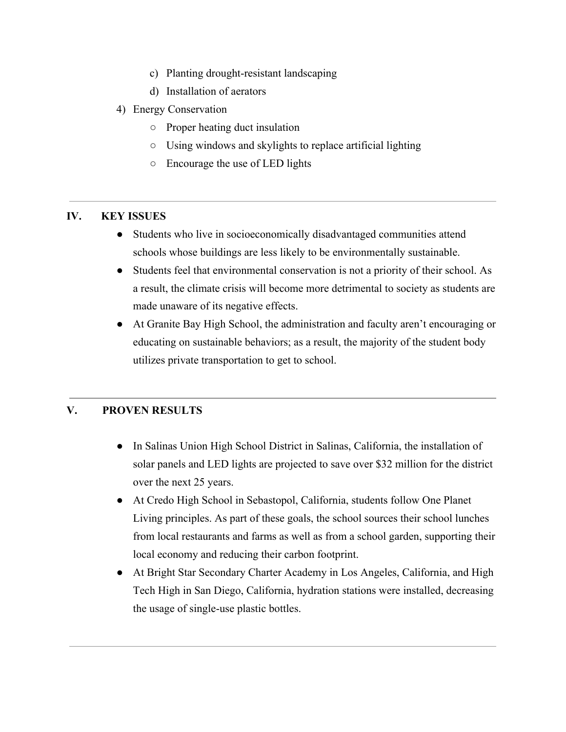c) Planting drought-resistant landscaping
   d) Installation of aerators

4) Energy Conservation
   - Proper heating duct insulation
   - Using windows and skylights to replace artificial lighting
   - Encourage the use of LED lights

---

## IV. KEY ISSUES

- Students who live in socioeconomically disadvantaged communities attend schools whose buildings are less likely to be environmentally sustainable.
- Students feel that environmental conservation is not a priority of their school. As a result, the climate crisis will become more detrimental to society as students are made unaware of its negative effects.
- At Granite Bay High School, the administration and faculty aren't encouraging or educating on sustainable behaviors; as a result, the majority of the student body utilizes private transportation to get to school.

---

## V. PROVEN RESULTS

- In Salinas Union High School District in Salinas, California, the installation of solar panels and LED lights are projected to save over $32 million for the district over the next 25 years.
- At Credo High School in Sebastopol, California, students follow One Planet Living principles. As part of these goals, the school sources their school lunches from local restaurants and farms as well as from a school garden, supporting their local economy and reducing their carbon footprint.
- At Bright Star Secondary Charter Academy in Los Angeles, California, and High Tech High in San Diego, California, hydration stations were installed, decreasing the usage of single-use plastic bottles.

---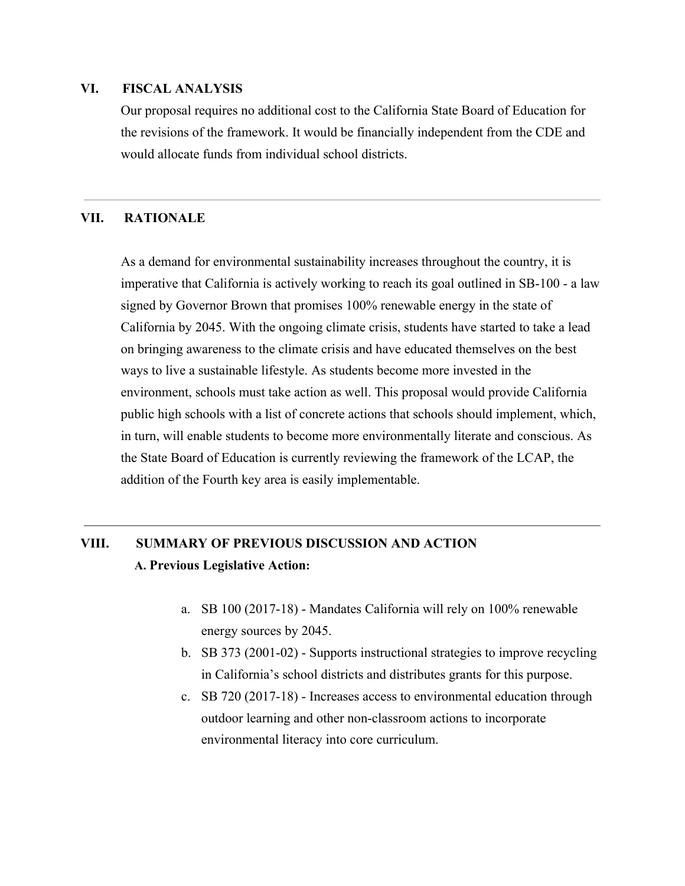## VI. FISCAL ANALYSIS

Our proposal requires no additional cost to the California State Board of Education for the revisions of the framework. It would be financially independent from the CDE and would allocate funds from individual school districts.

---

## VII. RATIONALE

As a demand for environmental sustainability increases throughout the country, it is imperative that California is actively working to reach its goal outlined in SB-100 - a law signed by Governor Brown that promises 100% renewable energy in the state of California by 2045. With the ongoing climate crisis, students have started to take a lead on bringing awareness to the climate crisis and have educated themselves on the best ways to live a sustainable lifestyle. As students become more invested in the environment, schools must take action as well. This proposal would provide California public high schools with a list of concrete actions that schools should implement, which, in turn, will enable students to become more environmentally literate and conscious. As the State Board of Education is currently reviewing the framework of the LCAP, the addition of the Fourth key area is easily implementable.

---

## VIII. SUMMARY OF PREVIOUS DISCUSSION AND ACTION

**A. Previous Legislative Action:**

a. SB 100 (2017-18) - Mandates California will rely on 100% renewable energy sources by 2045.

b. SB 373 (2001-02) - Supports instructional strategies to improve recycling in California's school districts and distributes grants for this purpose.

c. SB 720 (2017-18) - Increases access to environmental education through outdoor learning and other non-classroom actions to incorporate environmental literacy into core curriculum.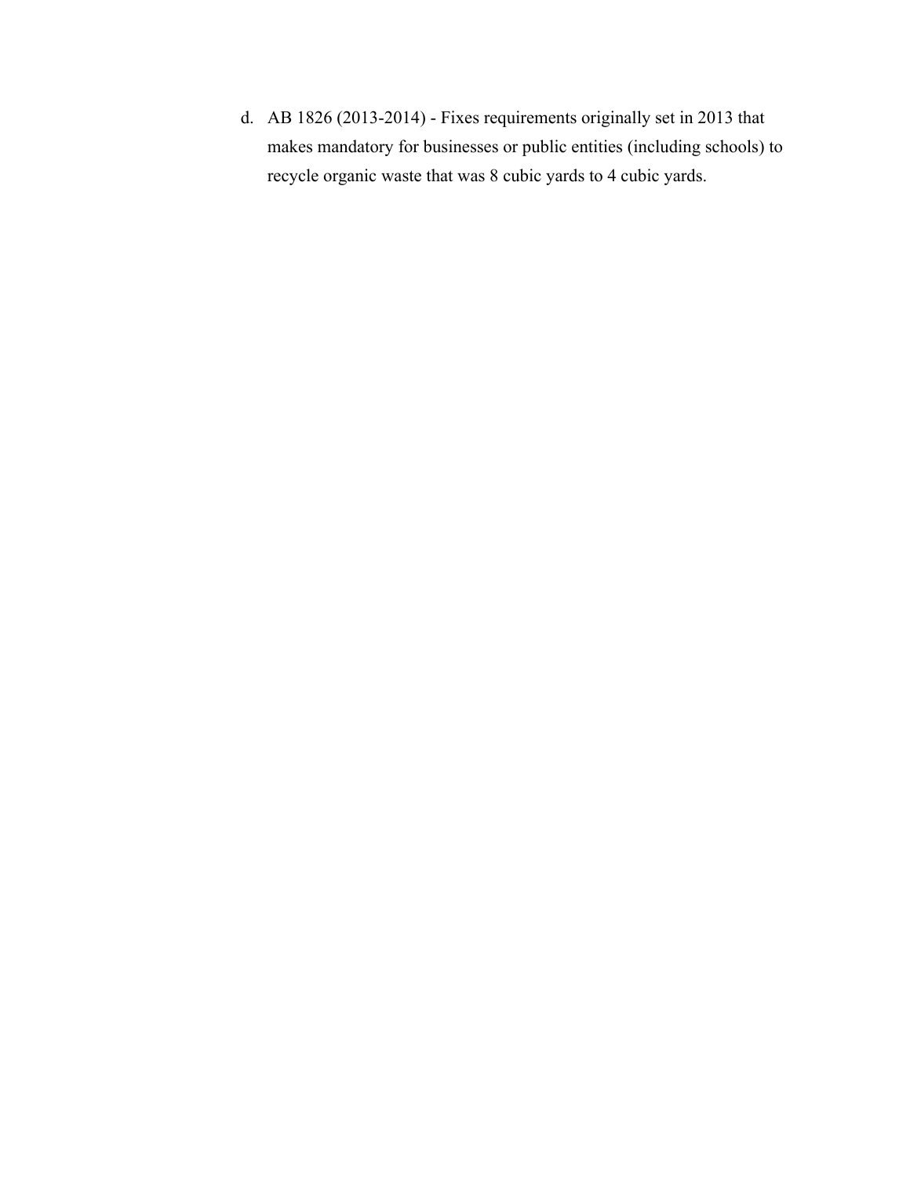d. AB 1826 (2013-2014) - Fixes requirements originally set in 2013 that makes mandatory for businesses or public entities (including schools) to recycle organic waste that was 8 cubic yards to 4 cubic yards.